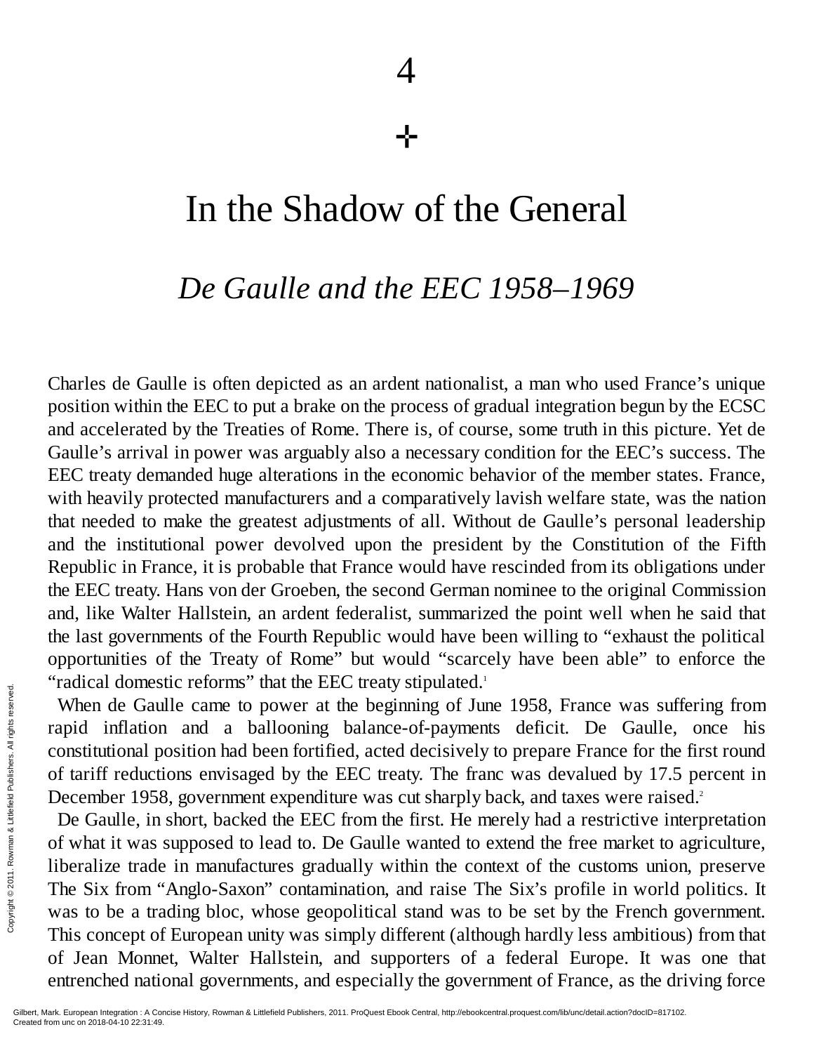# 4

# In the Shadow of the General

## *De Gaulle and the EEC 1958–1969*

Charles de Gaulle is often depicted as an ardent nationalist, a man who used France's unique position within the EEC to put a brake on the process of gradual integration begun by the ECSC and accelerated by the Treaties of Rome. There is, of course, some truth in this picture. Yet de Gaulle's arrival in power was arguably also a necessary condition for the EEC's success. The EEC treaty demanded huge alterations in the economic behavior of the member states. France, with heavily protected manufacturers and a comparatively lavish welfare state, was the nation that needed to make the greatest adjustments of all. Without de Gaulle's personal leadership and the institutional power devolved upon the president by the Constitution of the Fifth Republic in France, it is probable that France would have rescinded from its obligations under the EEC treaty. Hans von der Groeben, the second German nominee to the original Commission and, like Walter Hallstein, an ardent federalist, summarized the point well when he said that the last governments of the Fourth Republic would have been willing to "exhaust the political opportunities of the Treaty of Rome" but would "scarcely have been able" to enforce the "radical domestic reforms" that the EEC treaty stipulated.[1]

When de Gaulle came to power at the beginning of June 1958, France was suffering from rapid inflation and a ballooning balance-of-payments deficit. De Gaulle, once his constitutional position had been fortified, acted decisively to prepare France for the first round of tariff reductions envisaged by the EEC treaty. The franc was devalued by 17.5 percent in December 1958, government expenditure was cut sharply back, and taxes were raised.[2]

De Gaulle, in short, backed the EEC from the first. He merely had a restrictive interpretation of what it was supposed to lead to. De Gaulle wanted to extend the free market to agriculture, liberalize trade in manufactures gradually within the context of the customs union, preserve The Six from "Anglo-Saxon" contamination, and raise The Six's profile in world politics. It was to be a trading bloc, whose geopolitical stand was to be set by the French government. This concept of European unity was simply different (although hardly less ambitious) from that of Jean Monnet, Walter Hallstein, and supporters of a federal Europe. It was one that entrenched national governments, and especially the government of France, as the driving force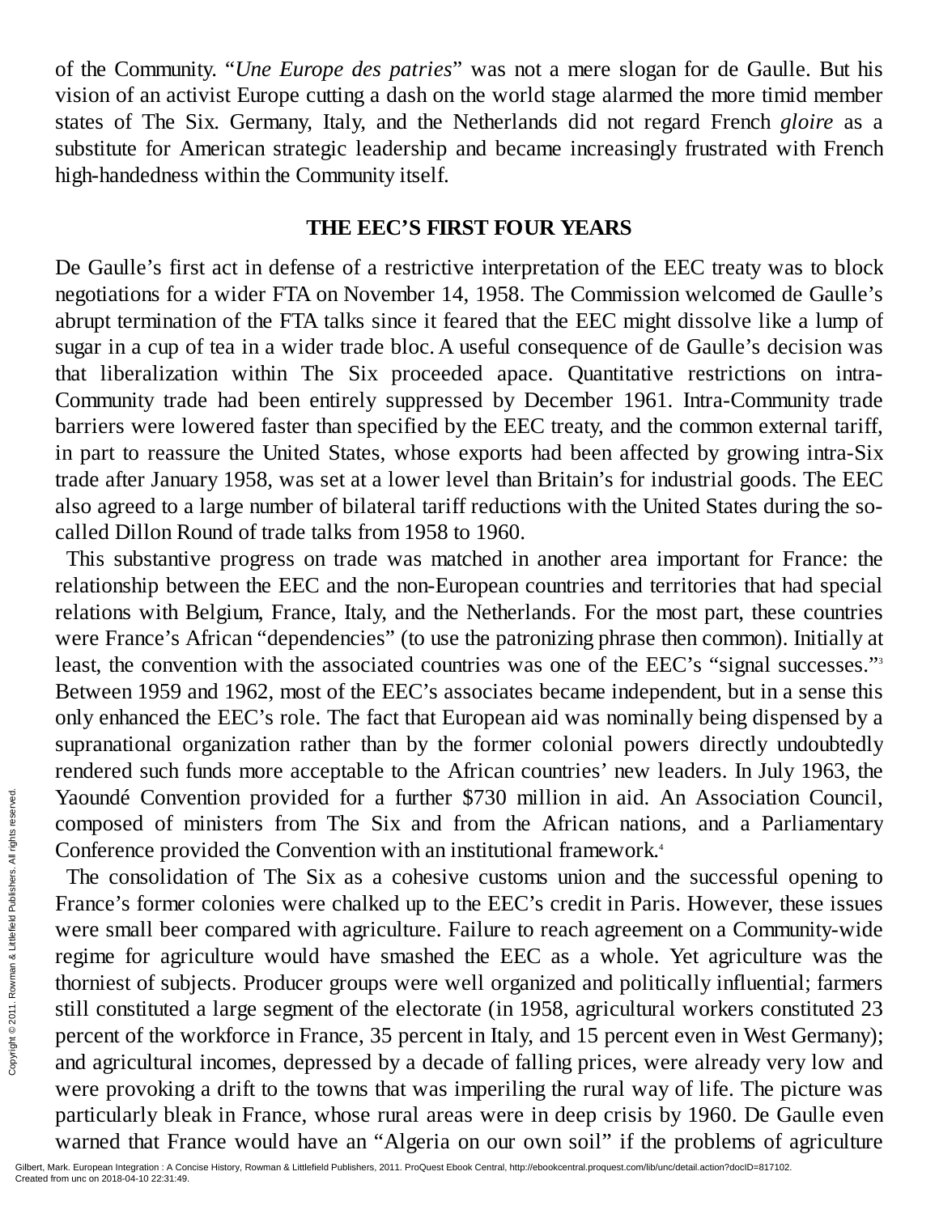of the Community. "*Une Europe des patries*" was not a mere slogan for de Gaulle. But his vision of an activist Europe cutting a dash on the world stage alarmed the more timid member states of The Six. Germany, Italy, and the Netherlands did not regard French *gloire* as a substitute for American strategic leadership and became increasingly frustrated with French high-handedness within the Community itself.

## THE EEC'S FIRST FOUR YEARS

De Gaulle's first act in defense of a restrictive interpretation of the EEC treaty was to block negotiations for a wider FTA on November 14, 1958. The Commission welcomed de Gaulle's abrupt termination of the FTA talks since it feared that the EEC might dissolve like a lump of sugar in a cup of tea in a wider trade bloc. A useful consequence of de Gaulle's decision was that liberalization within The Six proceeded apace. Quantitative restrictions on intra-Community trade had been entirely suppressed by December 1961. Intra-Community trade barriers were lowered faster than specified by the EEC treaty, and the common external tariff, in part to reassure the United States, whose exports had been affected by growing intra-Six trade after January 1958, was set at a lower level than Britain's for industrial goods. The EEC also agreed to a large number of bilateral tariff reductions with the United States during the so-called Dillon Round of trade talks from 1958 to 1960.

This substantive progress on trade was matched in another area important for France: the relationship between the EEC and the non-European countries and territories that had special relations with Belgium, France, Italy, and the Netherlands. For the most part, these countries were France's African "dependencies" (to use the patronizing phrase then common). Initially at least, the convention with the associated countries was one of the EEC's "signal successes."[3] Between 1959 and 1962, most of the EEC's associates became independent, but in a sense this only enhanced the EEC's role. The fact that European aid was nominally being dispensed by a supranational organization rather than by the former colonial powers directly undoubtedly rendered such funds more acceptable to the African countries' new leaders. In July 1963, the Yaoundé Convention provided for a further $730 million in aid. An Association Council, composed of ministers from The Six and from the African nations, and a Parliamentary Conference provided the Convention with an institutional framework.[4]

The consolidation of The Six as a cohesive customs union and the successful opening to France's former colonies were chalked up to the EEC's credit in Paris. However, these issues were small beer compared with agriculture. Failure to reach agreement on a Community-wide regime for agriculture would have smashed the EEC as a whole. Yet agriculture was the thorniest of subjects. Producer groups were well organized and politically influential; farmers still constituted a large segment of the electorate (in 1958, agricultural workers constituted 23 percent of the workforce in France, 35 percent in Italy, and 15 percent even in West Germany); and agricultural incomes, depressed by a decade of falling prices, were already very low and were provoking a drift to the towns that was imperiling the rural way of life. The picture was particularly bleak in France, whose rural areas were in deep crisis by 1960. De Gaulle even warned that France would have an "Algeria on our own soil" if the problems of agriculture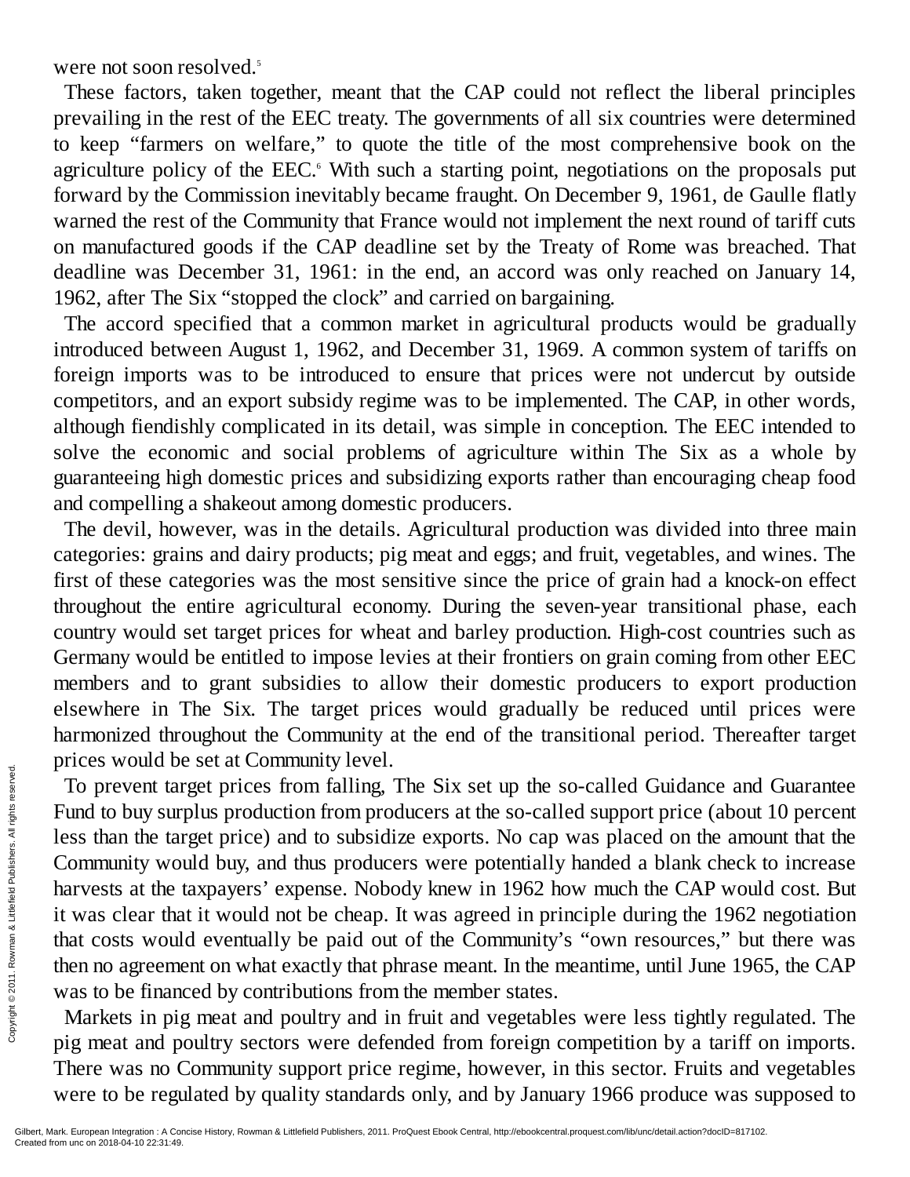were not soon resolved.[5]

These factors, taken together, meant that the CAP could not reflect the liberal principles prevailing in the rest of the EEC treaty. The governments of all six countries were determined to keep "farmers on welfare," to quote the title of the most comprehensive book on the agriculture policy of the EEC.[6] With such a starting point, negotiations on the proposals put forward by the Commission inevitably became fraught. On December 9, 1961, de Gaulle flatly warned the rest of the Community that France would not implement the next round of tariff cuts on manufactured goods if the CAP deadline set by the Treaty of Rome was breached. That deadline was December 31, 1961: in the end, an accord was only reached on January 14, 1962, after The Six "stopped the clock" and carried on bargaining.

The accord specified that a common market in agricultural products would be gradually introduced between August 1, 1962, and December 31, 1969. A common system of tariffs on foreign imports was to be introduced to ensure that prices were not undercut by outside competitors, and an export subsidy regime was to be implemented. The CAP, in other words, although fiendishly complicated in its detail, was simple in conception. The EEC intended to solve the economic and social problems of agriculture within The Six as a whole by guaranteeing high domestic prices and subsidizing exports rather than encouraging cheap food and compelling a shakeout among domestic producers.

The devil, however, was in the details. Agricultural production was divided into three main categories: grains and dairy products; pig meat and eggs; and fruit, vegetables, and wines. The first of these categories was the most sensitive since the price of grain had a knock-on effect throughout the entire agricultural economy. During the seven-year transitional phase, each country would set target prices for wheat and barley production. High-cost countries such as Germany would be entitled to impose levies at their frontiers on grain coming from other EEC members and to grant subsidies to allow their domestic producers to export production elsewhere in The Six. The target prices would gradually be reduced until prices were harmonized throughout the Community at the end of the transitional period. Thereafter target prices would be set at Community level.

To prevent target prices from falling, The Six set up the so-called Guidance and Guarantee Fund to buy surplus production from producers at the so-called support price (about 10 percent less than the target price) and to subsidize exports. No cap was placed on the amount that the Community would buy, and thus producers were potentially handed a blank check to increase harvests at the taxpayers' expense. Nobody knew in 1962 how much the CAP would cost. But it was clear that it would not be cheap. It was agreed in principle during the 1962 negotiation that costs would eventually be paid out of the Community's "own resources," but there was then no agreement on what exactly that phrase meant. In the meantime, until June 1965, the CAP was to be financed by contributions from the member states.

Markets in pig meat and poultry and in fruit and vegetables were less tightly regulated. The pig meat and poultry sectors were defended from foreign competition by a tariff on imports. There was no Community support price regime, however, in this sector. Fruits and vegetables were to be regulated by quality standards only, and by January 1966 produce was supposed to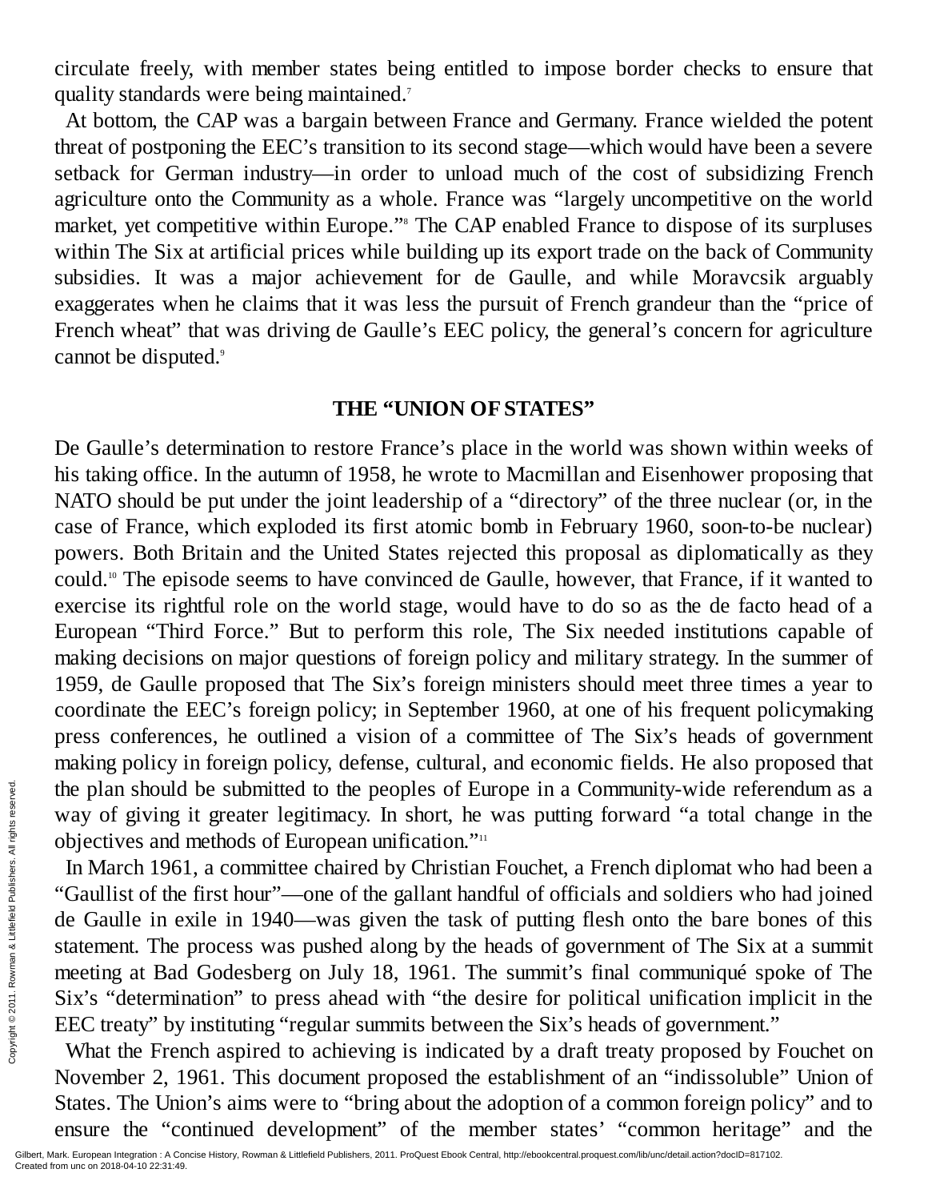circulate freely, with member states being entitled to impose border checks to ensure that quality standards were being maintained.[7]

At bottom, the CAP was a bargain between France and Germany. France wielded the potent threat of postponing the EEC's transition to its second stage—which would have been a severe setback for German industry—in order to unload much of the cost of subsidizing French agriculture onto the Community as a whole. France was "largely uncompetitive on the world market, yet competitive within Europe."[8] The CAP enabled France to dispose of its surpluses within The Six at artificial prices while building up its export trade on the back of Community subsidies. It was a major achievement for de Gaulle, and while Moravcsik arguably exaggerates when he claims that it was less the pursuit of French grandeur than the "price of French wheat" that was driving de Gaulle's EEC policy, the general's concern for agriculture cannot be disputed.[9]

## THE "UNION OF STATES"

De Gaulle's determination to restore France's place in the world was shown within weeks of his taking office. In the autumn of 1958, he wrote to Macmillan and Eisenhower proposing that NATO should be put under the joint leadership of a "directory" of the three nuclear (or, in the case of France, which exploded its first atomic bomb in February 1960, soon-to-be nuclear) powers. Both Britain and the United States rejected this proposal as diplomatically as they could.[10] The episode seems to have convinced de Gaulle, however, that France, if it wanted to exercise its rightful role on the world stage, would have to do so as the de facto head of a European "Third Force." But to perform this role, The Six needed institutions capable of making decisions on major questions of foreign policy and military strategy. In the summer of 1959, de Gaulle proposed that The Six's foreign ministers should meet three times a year to coordinate the EEC's foreign policy; in September 1960, at one of his frequent policymaking press conferences, he outlined a vision of a committee of The Six's heads of government making policy in foreign policy, defense, cultural, and economic fields. He also proposed that the plan should be submitted to the peoples of Europe in a Community-wide referendum as a way of giving it greater legitimacy. In short, he was putting forward "a total change in the objectives and methods of European unification."[11]

In March 1961, a committee chaired by Christian Fouchet, a French diplomat who had been a "Gaullist of the first hour"—one of the gallant handful of officials and soldiers who had joined de Gaulle in exile in 1940—was given the task of putting flesh onto the bare bones of this statement. The process was pushed along by the heads of government of The Six at a summit meeting at Bad Godesberg on July 18, 1961. The summit's final communiqué spoke of The Six's "determination" to press ahead with "the desire for political unification implicit in the EEC treaty" by instituting "regular summits between the Six's heads of government."

What the French aspired to achieving is indicated by a draft treaty proposed by Fouchet on November 2, 1961. This document proposed the establishment of an "indissoluble" Union of States. The Union's aims were to "bring about the adoption of a common foreign policy" and to ensure the "continued development" of the member states' "common heritage" and the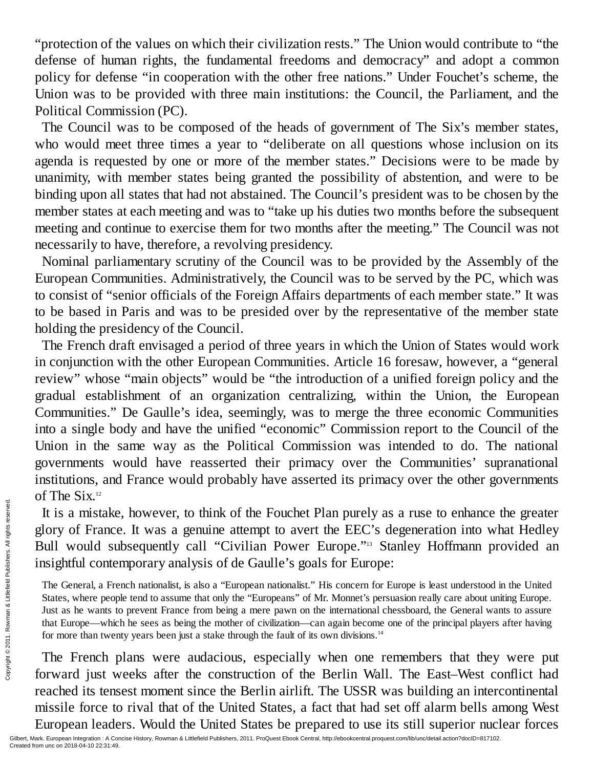"protection of the values on which their civilization rests." The Union would contribute to "the defense of human rights, the fundamental freedoms and democracy" and adopt a common policy for defense "in cooperation with the other free nations." Under Fouchet's scheme, the Union was to be provided with three main institutions: the Council, the Parliament, and the Political Commission (PC).

The Council was to be composed of the heads of government of The Six's member states, who would meet three times a year to "deliberate on all questions whose inclusion on its agenda is requested by one or more of the member states." Decisions were to be made by unanimity, with member states being granted the possibility of abstention, and were to be binding upon all states that had not abstained. The Council's president was to be chosen by the member states at each meeting and was to "take up his duties two months before the subsequent meeting and continue to exercise them for two months after the meeting." The Council was not necessarily to have, therefore, a revolving presidency.

Nominal parliamentary scrutiny of the Council was to be provided by the Assembly of the European Communities. Administratively, the Council was to be served by the PC, which was to consist of "senior officials of the Foreign Affairs departments of each member state." It was to be based in Paris and was to be presided over by the representative of the member state holding the presidency of the Council.

The French draft envisaged a period of three years in which the Union of States would work in conjunction with the other European Communities. Article 16 foresaw, however, a "general review" whose "main objects" would be "the introduction of a unified foreign policy and the gradual establishment of an organization centralizing, within the Union, the European Communities." De Gaulle's idea, seemingly, was to merge the three economic Communities into a single body and have the unified "economic" Commission report to the Council of the Union in the same way as the Political Commission was intended to do. The national governments would have reasserted their primacy over the Communities' supranational institutions, and France would probably have asserted its primacy over the other governments of The Six.[12]

It is a mistake, however, to think of the Fouchet Plan purely as a ruse to enhance the greater glory of France. It was a genuine attempt to avert the EEC's degeneration into what Hedley Bull would subsequently call "Civilian Power Europe."[13] Stanley Hoffmann provided an insightful contemporary analysis of de Gaulle's goals for Europe:

> The General, a French nationalist, is also a "European nationalist." His concern for Europe is least understood in the United States, where people tend to assume that only the "Europeans" of Mr. Monnet's persuasion really care about uniting Europe. Just as he wants to prevent France from being a mere pawn on the international chessboard, the General wants to assure that Europe—which he sees as being the mother of civilization—can again become one of the principal players after having for more than twenty years been just a stake through the fault of its own divisions.[14]

The French plans were audacious, especially when one remembers that they were put forward just weeks after the construction of the Berlin Wall. The East–West conflict had reached its tensest moment since the Berlin airlift. The USSR was building an intercontinental missile force to rival that of the United States, a fact that had set off alarm bells among West European leaders. Would the United States be prepared to use its still superior nuclear forces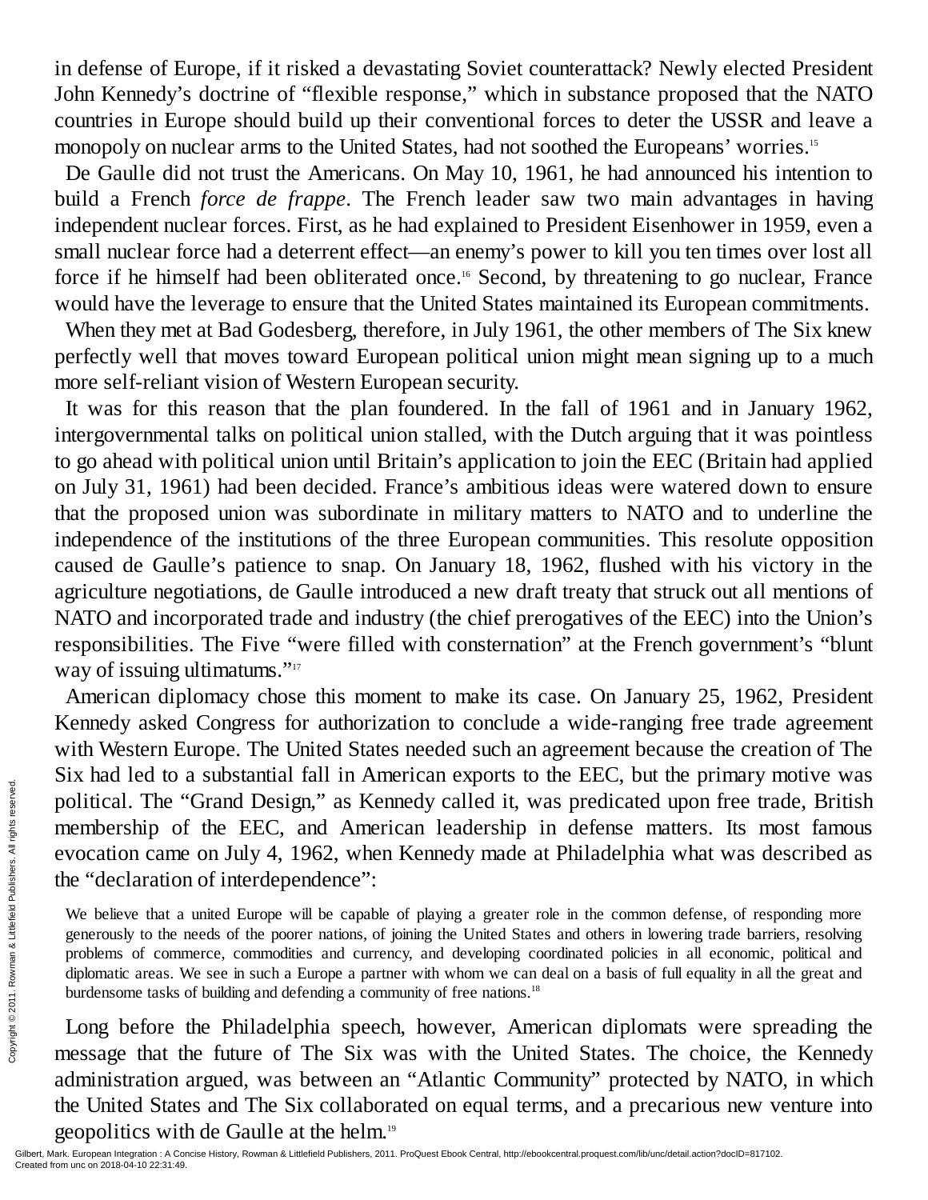in defense of Europe, if it risked a devastating Soviet counterattack? Newly elected President John Kennedy's doctrine of "flexible response," which in substance proposed that the NATO countries in Europe should build up their conventional forces to deter the USSR and leave a monopoly on nuclear arms to the United States, had not soothed the Europeans' worries.[15]

De Gaulle did not trust the Americans. On May 10, 1961, he had announced his intention to build a French *force de frappe*. The French leader saw two main advantages in having independent nuclear forces. First, as he had explained to President Eisenhower in 1959, even a small nuclear force had a deterrent effect—an enemy's power to kill you ten times over lost all force if he himself had been obliterated once.[16] Second, by threatening to go nuclear, France would have the leverage to ensure that the United States maintained its European commitments.

When they met at Bad Godesberg, therefore, in July 1961, the other members of The Six knew perfectly well that moves toward European political union might mean signing up to a much more self-reliant vision of Western European security.

It was for this reason that the plan foundered. In the fall of 1961 and in January 1962, intergovernmental talks on political union stalled, with the Dutch arguing that it was pointless to go ahead with political union until Britain's application to join the EEC (Britain had applied on July 31, 1961) had been decided. France's ambitious ideas were watered down to ensure that the proposed union was subordinate in military matters to NATO and to underline the independence of the institutions of the three European communities. This resolute opposition caused de Gaulle's patience to snap. On January 18, 1962, flushed with his victory in the agriculture negotiations, de Gaulle introduced a new draft treaty that struck out all mentions of NATO and incorporated trade and industry (the chief prerogatives of the EEC) into the Union's responsibilities. The Five "were filled with consternation" at the French government's "blunt way of issuing ultimatums."[17]

American diplomacy chose this moment to make its case. On January 25, 1962, President Kennedy asked Congress for authorization to conclude a wide-ranging free trade agreement with Western Europe. The United States needed such an agreement because the creation of The Six had led to a substantial fall in American exports to the EEC, but the primary motive was political. The "Grand Design," as Kennedy called it, was predicated upon free trade, British membership of the EEC, and American leadership in defense matters. Its most famous evocation came on July 4, 1962, when Kennedy made at Philadelphia what was described as the "declaration of interdependence":

> We believe that a united Europe will be capable of playing a greater role in the common defense, of responding more generously to the needs of the poorer nations, of joining the United States and others in lowering trade barriers, resolving problems of commerce, commodities and currency, and developing coordinated policies in all economic, political and diplomatic areas. We see in such a Europe a partner with whom we can deal on a basis of full equality in all the great and burdensome tasks of building and defending a community of free nations.[18]

Long before the Philadelphia speech, however, American diplomats were spreading the message that the future of The Six was with the United States. The choice, the Kennedy administration argued, was between an "Atlantic Community" protected by NATO, in which the United States and The Six collaborated on equal terms, and a precarious new venture into geopolitics with de Gaulle at the helm.[19]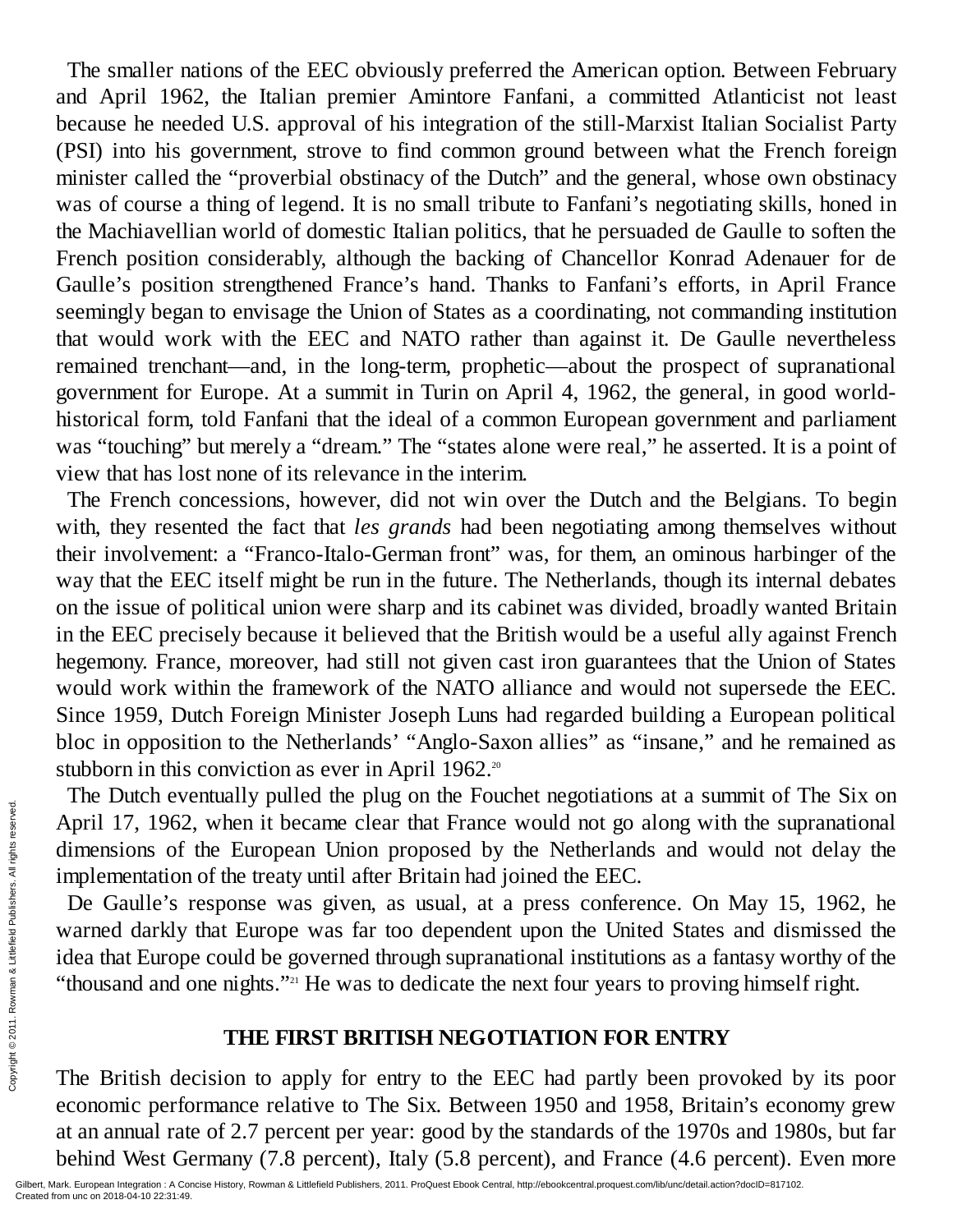The smaller nations of the EEC obviously preferred the American option. Between February and April 1962, the Italian premier Amintore Fanfani, a committed Atlanticist not least because he needed U.S. approval of his integration of the still-Marxist Italian Socialist Party (PSI) into his government, strove to find common ground between what the French foreign minister called the "proverbial obstinacy of the Dutch" and the general, whose own obstinacy was of course a thing of legend. It is no small tribute to Fanfani's negotiating skills, honed in the Machiavellian world of domestic Italian politics, that he persuaded de Gaulle to soften the French position considerably, although the backing of Chancellor Konrad Adenauer for de Gaulle's position strengthened France's hand. Thanks to Fanfani's efforts, in April France seemingly began to envisage the Union of States as a coordinating, not commanding institution that would work with the EEC and NATO rather than against it. De Gaulle nevertheless remained trenchant—and, in the long-term, prophetic—about the prospect of supranational government for Europe. At a summit in Turin on April 4, 1962, the general, in good world-historical form, told Fanfani that the ideal of a common European government and parliament was "touching" but merely a "dream." The "states alone were real," he asserted. It is a point of view that has lost none of its relevance in the interim.

The French concessions, however, did not win over the Dutch and the Belgians. To begin with, they resented the fact that *les grands* had been negotiating among themselves without their involvement: a "Franco-Italo-German front" was, for them, an ominous harbinger of the way that the EEC itself might be run in the future. The Netherlands, though its internal debates on the issue of political union were sharp and its cabinet was divided, broadly wanted Britain in the EEC precisely because it believed that the British would be a useful ally against French hegemony. France, moreover, had still not given cast iron guarantees that the Union of States would work within the framework of the NATO alliance and would not supersede the EEC. Since 1959, Dutch Foreign Minister Joseph Luns had regarded building a European political bloc in opposition to the Netherlands' "Anglo-Saxon allies" as "insane," and he remained as stubborn in this conviction as ever in April 1962.[20]

The Dutch eventually pulled the plug on the Fouchet negotiations at a summit of The Six on April 17, 1962, when it became clear that France would not go along with the supranational dimensions of the European Union proposed by the Netherlands and would not delay the implementation of the treaty until after Britain had joined the EEC.

De Gaulle's response was given, as usual, at a press conference. On May 15, 1962, he warned darkly that Europe was far too dependent upon the United States and dismissed the idea that Europe could be governed through supranational institutions as a fantasy worthy of the "thousand and one nights."[21] He was to dedicate the next four years to proving himself right.

## THE FIRST BRITISH NEGOTIATION FOR ENTRY

The British decision to apply for entry to the EEC had partly been provoked by its poor economic performance relative to The Six. Between 1950 and 1958, Britain's economy grew at an annual rate of 2.7 percent per year: good by the standards of the 1970s and 1980s, but far behind West Germany (7.8 percent), Italy (5.8 percent), and France (4.6 percent). Even more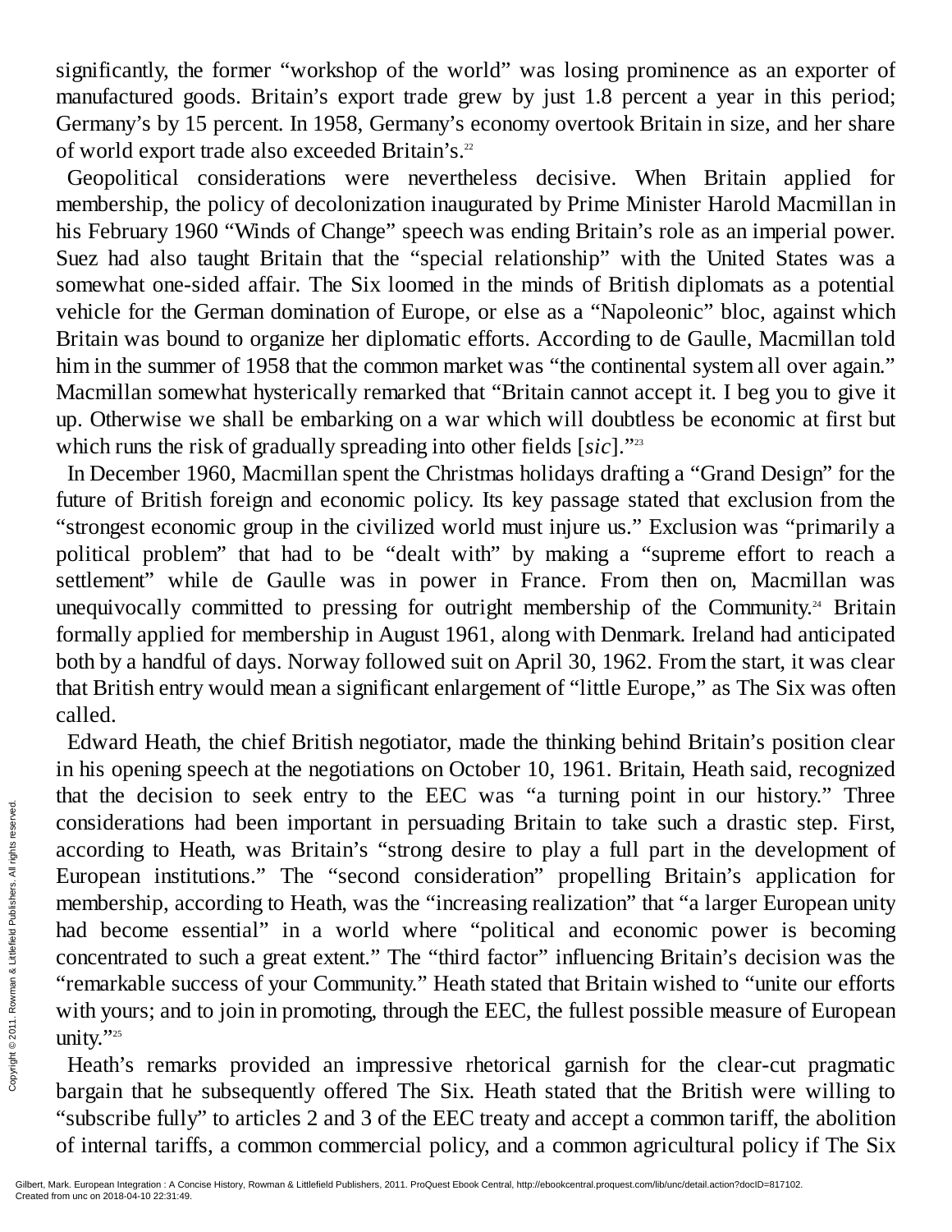significantly, the former "workshop of the world" was losing prominence as an exporter of manufactured goods. Britain's export trade grew by just 1.8 percent a year in this period; Germany's by 15 percent. In 1958, Germany's economy overtook Britain in size, and her share of world export trade also exceeded Britain's.[22]

Geopolitical considerations were nevertheless decisive. When Britain applied for membership, the policy of decolonization inaugurated by Prime Minister Harold Macmillan in his February 1960 "Winds of Change" speech was ending Britain's role as an imperial power. Suez had also taught Britain that the "special relationship" with the United States was a somewhat one-sided affair. The Six loomed in the minds of British diplomats as a potential vehicle for the German domination of Europe, or else as a "Napoleonic" bloc, against which Britain was bound to organize her diplomatic efforts. According to de Gaulle, Macmillan told him in the summer of 1958 that the common market was "the continental system all over again." Macmillan somewhat hysterically remarked that "Britain cannot accept it. I beg you to give it up. Otherwise we shall be embarking on a war which will doubtless be economic at first but which runs the risk of gradually spreading into other fields [*sic*]."[23]

In December 1960, Macmillan spent the Christmas holidays drafting a "Grand Design" for the future of British foreign and economic policy. Its key passage stated that exclusion from the "strongest economic group in the civilized world must injure us." Exclusion was "primarily a political problem" that had to be "dealt with" by making a "supreme effort to reach a settlement" while de Gaulle was in power in France. From then on, Macmillan was unequivocally committed to pressing for outright membership of the Community.[24] Britain formally applied for membership in August 1961, along with Denmark. Ireland had anticipated both by a handful of days. Norway followed suit on April 30, 1962. From the start, it was clear that British entry would mean a significant enlargement of "little Europe," as The Six was often called.

Edward Heath, the chief British negotiator, made the thinking behind Britain's position clear in his opening speech at the negotiations on October 10, 1961. Britain, Heath said, recognized that the decision to seek entry to the EEC was "a turning point in our history." Three considerations had been important in persuading Britain to take such a drastic step. First, according to Heath, was Britain's "strong desire to play a full part in the development of European institutions." The "second consideration" propelling Britain's application for membership, according to Heath, was the "increasing realization" that "a larger European unity had become essential" in a world where "political and economic power is becoming concentrated to such a great extent." The "third factor" influencing Britain's decision was the "remarkable success of your Community." Heath stated that Britain wished to "unite our efforts with yours; and to join in promoting, through the EEC, the fullest possible measure of European unity."[25]

Heath's remarks provided an impressive rhetorical garnish for the clear-cut pragmatic bargain that he subsequently offered The Six. Heath stated that the British were willing to "subscribe fully" to articles 2 and 3 of the EEC treaty and accept a common tariff, the abolition of internal tariffs, a common commercial policy, and a common agricultural policy if The Six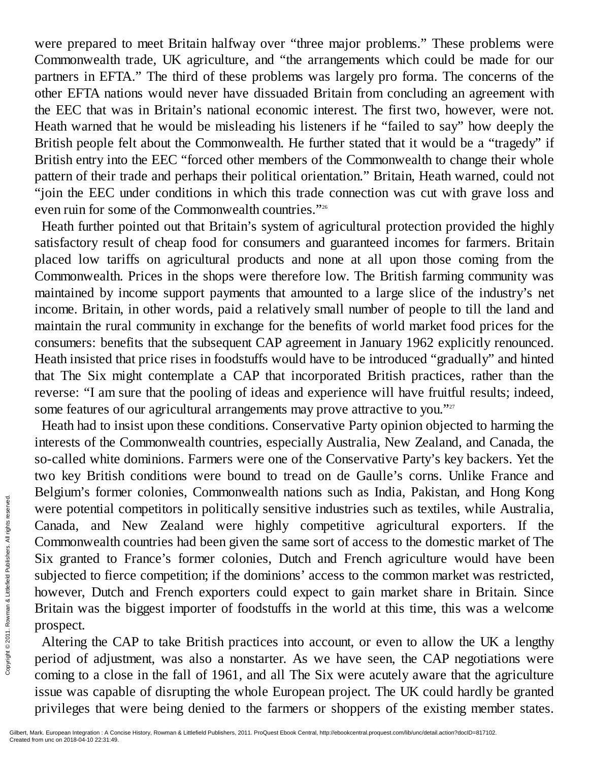were prepared to meet Britain halfway over "three major problems." These problems were Commonwealth trade, UK agriculture, and "the arrangements which could be made for our partners in EFTA." The third of these problems was largely pro forma. The concerns of the other EFTA nations would never have dissuaded Britain from concluding an agreement with the EEC that was in Britain's national economic interest. The first two, however, were not. Heath warned that he would be misleading his listeners if he "failed to say" how deeply the British people felt about the Commonwealth. He further stated that it would be a "tragedy" if British entry into the EEC "forced other members of the Commonwealth to change their whole pattern of their trade and perhaps their political orientation." Britain, Heath warned, could not "join the EEC under conditions in which this trade connection was cut with grave loss and even ruin for some of the Commonwealth countries."[26]

Heath further pointed out that Britain's system of agricultural protection provided the highly satisfactory result of cheap food for consumers and guaranteed incomes for farmers. Britain placed low tariffs on agricultural products and none at all upon those coming from the Commonwealth. Prices in the shops were therefore low. The British farming community was maintained by income support payments that amounted to a large slice of the industry's net income. Britain, in other words, paid a relatively small number of people to till the land and maintain the rural community in exchange for the benefits of world market food prices for the consumers: benefits that the subsequent CAP agreement in January 1962 explicitly renounced. Heath insisted that price rises in foodstuffs would have to be introduced "gradually" and hinted that The Six might contemplate a CAP that incorporated British practices, rather than the reverse: "I am sure that the pooling of ideas and experience will have fruitful results; indeed, some features of our agricultural arrangements may prove attractive to you."[27]

Heath had to insist upon these conditions. Conservative Party opinion objected to harming the interests of the Commonwealth countries, especially Australia, New Zealand, and Canada, the so-called white dominions. Farmers were one of the Conservative Party's key backers. Yet the two key British conditions were bound to tread on de Gaulle's corns. Unlike France and Belgium's former colonies, Commonwealth nations such as India, Pakistan, and Hong Kong were potential competitors in politically sensitive industries such as textiles, while Australia, Canada, and New Zealand were highly competitive agricultural exporters. If the Commonwealth countries had been given the same sort of access to the domestic market of The Six granted to France's former colonies, Dutch and French agriculture would have been subjected to fierce competition; if the dominions' access to the common market was restricted, however, Dutch and French exporters could expect to gain market share in Britain. Since Britain was the biggest importer of foodstuffs in the world at this time, this was a welcome prospect.

Altering the CAP to take British practices into account, or even to allow the UK a lengthy period of adjustment, was also a nonstarter. As we have seen, the CAP negotiations were coming to a close in the fall of 1961, and all The Six were acutely aware that the agriculture issue was capable of disrupting the whole European project. The UK could hardly be granted privileges that were being denied to the farmers or shoppers of the existing member states.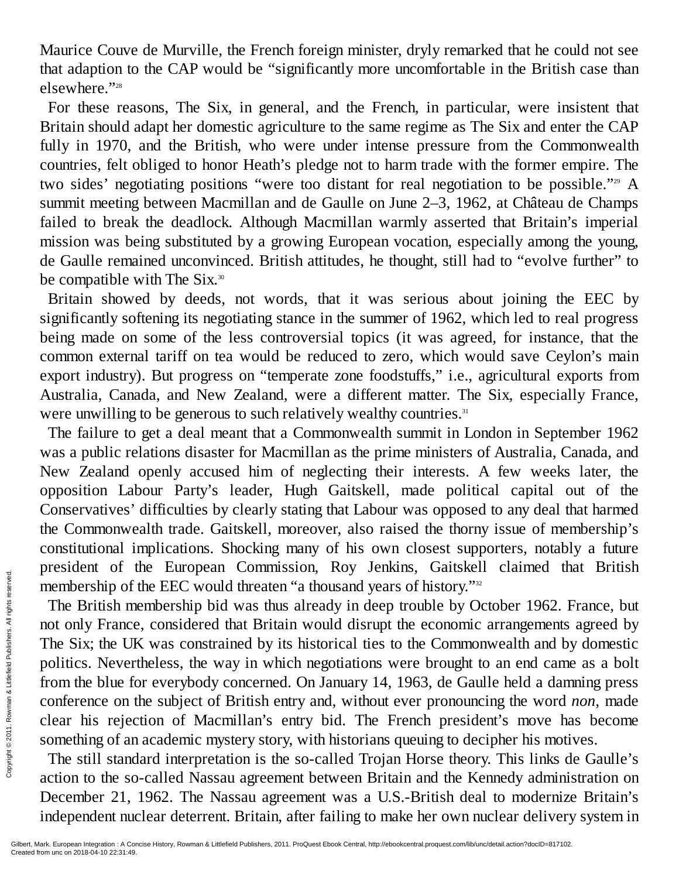Maurice Couve de Murville, the French foreign minister, dryly remarked that he could not see that adaption to the CAP would be "significantly more uncomfortable in the British case than elsewhere."[28]

For these reasons, The Six, in general, and the French, in particular, were insistent that Britain should adapt her domestic agriculture to the same regime as The Six and enter the CAP fully in 1970, and the British, who were under intense pressure from the Commonwealth countries, felt obliged to honor Heath's pledge not to harm trade with the former empire. The two sides' negotiating positions "were too distant for real negotiation to be possible."[29] A summit meeting between Macmillan and de Gaulle on June 2–3, 1962, at Château de Champs failed to break the deadlock. Although Macmillan warmly asserted that Britain's imperial mission was being substituted by a growing European vocation, especially among the young, de Gaulle remained unconvinced. British attitudes, he thought, still had to "evolve further" to be compatible with The Six.[30]

Britain showed by deeds, not words, that it was serious about joining the EEC by significantly softening its negotiating stance in the summer of 1962, which led to real progress being made on some of the less controversial topics (it was agreed, for instance, that the common external tariff on tea would be reduced to zero, which would save Ceylon's main export industry). But progress on "temperate zone foodstuffs," i.e., agricultural exports from Australia, Canada, and New Zealand, were a different matter. The Six, especially France, were unwilling to be generous to such relatively wealthy countries.[31]

The failure to get a deal meant that a Commonwealth summit in London in September 1962 was a public relations disaster for Macmillan as the prime ministers of Australia, Canada, and New Zealand openly accused him of neglecting their interests. A few weeks later, the opposition Labour Party's leader, Hugh Gaitskell, made political capital out of the Conservatives' difficulties by clearly stating that Labour was opposed to any deal that harmed the Commonwealth trade. Gaitskell, moreover, also raised the thorny issue of membership's constitutional implications. Shocking many of his own closest supporters, notably a future president of the European Commission, Roy Jenkins, Gaitskell claimed that British membership of the EEC would threaten "a thousand years of history."[32]

The British membership bid was thus already in deep trouble by October 1962. France, but not only France, considered that Britain would disrupt the economic arrangements agreed by The Six; the UK was constrained by its historical ties to the Commonwealth and by domestic politics. Nevertheless, the way in which negotiations were brought to an end came as a bolt from the blue for everybody concerned. On January 14, 1963, de Gaulle held a damning press conference on the subject of British entry and, without ever pronouncing the word *non*, made clear his rejection of Macmillan's entry bid. The French president's move has become something of an academic mystery story, with historians queuing to decipher his motives.

The still standard interpretation is the so-called Trojan Horse theory. This links de Gaulle's action to the so-called Nassau agreement between Britain and the Kennedy administration on December 21, 1962. The Nassau agreement was a U.S.-British deal to modernize Britain's independent nuclear deterrent. Britain, after failing to make her own nuclear delivery system in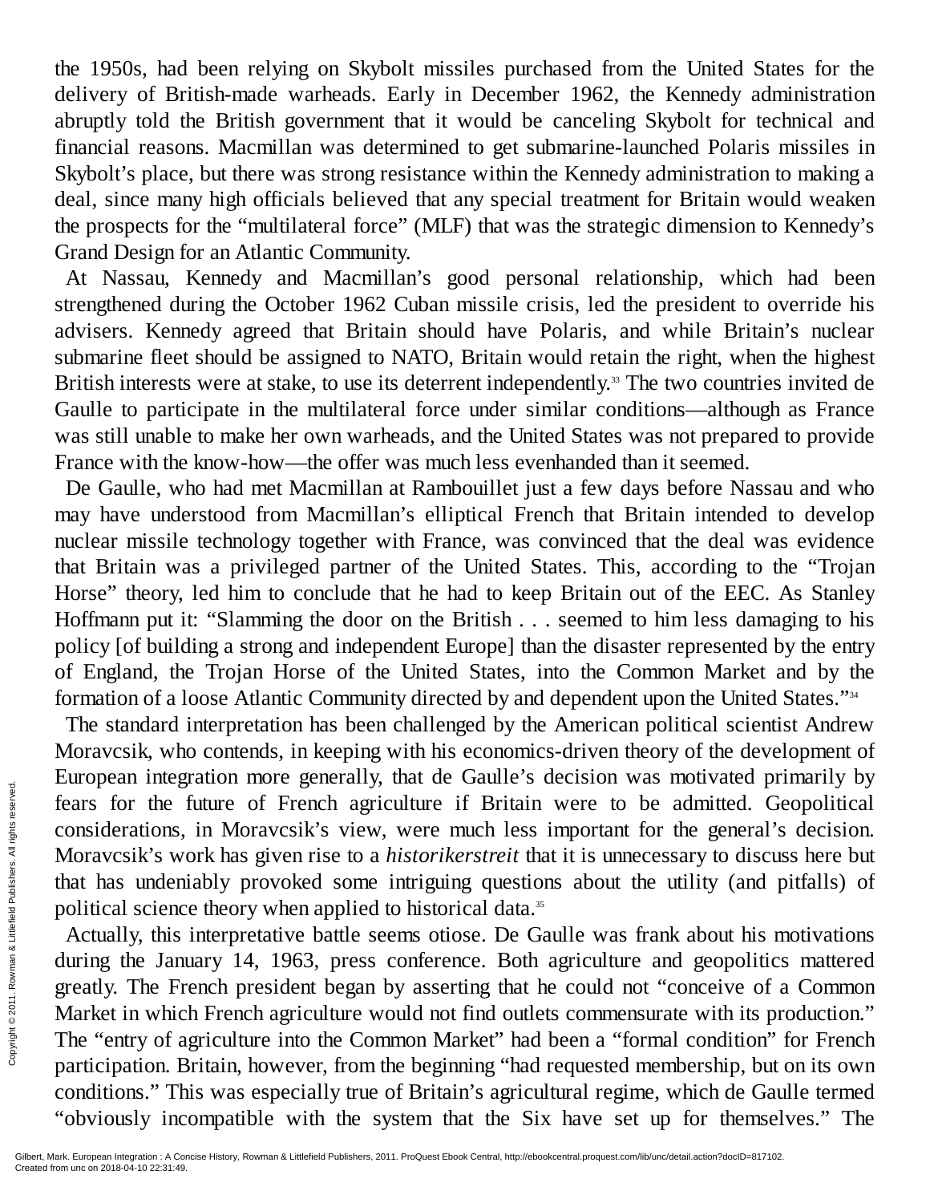the 1950s, had been relying on Skybolt missiles purchased from the United States for the delivery of British-made warheads. Early in December 1962, the Kennedy administration abruptly told the British government that it would be canceling Skybolt for technical and financial reasons. Macmillan was determined to get submarine-launched Polaris missiles in Skybolt's place, but there was strong resistance within the Kennedy administration to making a deal, since many high officials believed that any special treatment for Britain would weaken the prospects for the "multilateral force" (MLF) that was the strategic dimension to Kennedy's Grand Design for an Atlantic Community.

At Nassau, Kennedy and Macmillan's good personal relationship, which had been strengthened during the October 1962 Cuban missile crisis, led the president to override his advisers. Kennedy agreed that Britain should have Polaris, and while Britain's nuclear submarine fleet should be assigned to NATO, Britain would retain the right, when the highest British interests were at stake, to use its deterrent independently.[33] The two countries invited de Gaulle to participate in the multilateral force under similar conditions—although as France was still unable to make her own warheads, and the United States was not prepared to provide France with the know-how—the offer was much less evenhanded than it seemed.

De Gaulle, who had met Macmillan at Rambouillet just a few days before Nassau and who may have understood from Macmillan's elliptical French that Britain intended to develop nuclear missile technology together with France, was convinced that the deal was evidence that Britain was a privileged partner of the United States. This, according to the "Trojan Horse" theory, led him to conclude that he had to keep Britain out of the EEC. As Stanley Hoffmann put it: "Slamming the door on the British . . . seemed to him less damaging to his policy [of building a strong and independent Europe] than the disaster represented by the entry of England, the Trojan Horse of the United States, into the Common Market and by the formation of a loose Atlantic Community directed by and dependent upon the United States."[34]

The standard interpretation has been challenged by the American political scientist Andrew Moravcsik, who contends, in keeping with his economics-driven theory of the development of European integration more generally, that de Gaulle's decision was motivated primarily by fears for the future of French agriculture if Britain were to be admitted. Geopolitical considerations, in Moravcsik's view, were much less important for the general's decision. Moravcsik's work has given rise to a *historikerstreit* that it is unnecessary to discuss here but that has undeniably provoked some intriguing questions about the utility (and pitfalls) of political science theory when applied to historical data.[35]

Actually, this interpretative battle seems otiose. De Gaulle was frank about his motivations during the January 14, 1963, press conference. Both agriculture and geopolitics mattered greatly. The French president began by asserting that he could not "conceive of a Common Market in which French agriculture would not find outlets commensurate with its production." The "entry of agriculture into the Common Market" had been a "formal condition" for French participation. Britain, however, from the beginning "had requested membership, but on its own conditions." This was especially true of Britain's agricultural regime, which de Gaulle termed "obviously incompatible with the system that the Six have set up for themselves." The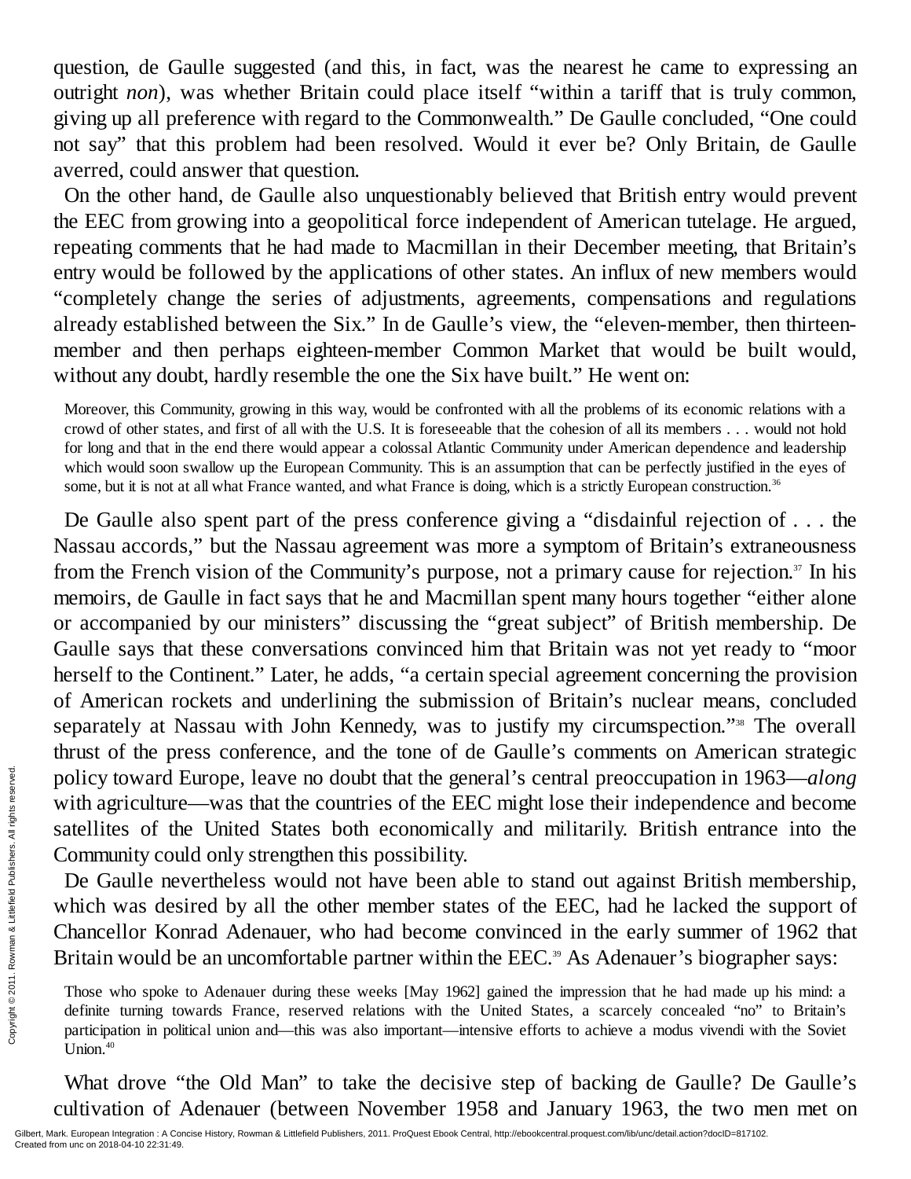question, de Gaulle suggested (and this, in fact, was the nearest he came to expressing an outright *non*), was whether Britain could place itself "within a tariff that is truly common, giving up all preference with regard to the Commonwealth." De Gaulle concluded, "One could not say" that this problem had been resolved. Would it ever be? Only Britain, de Gaulle averred, could answer that question.

On the other hand, de Gaulle also unquestionably believed that British entry would prevent the EEC from growing into a geopolitical force independent of American tutelage. He argued, repeating comments that he had made to Macmillan in their December meeting, that Britain's entry would be followed by the applications of other states. An influx of new members would "completely change the series of adjustments, agreements, compensations and regulations already established between the Six." In de Gaulle's view, the "eleven-member, then thirteen-member and then perhaps eighteen-member Common Market that would be built would, without any doubt, hardly resemble the one the Six have built." He went on:

> Moreover, this Community, growing in this way, would be confronted with all the problems of its economic relations with a crowd of other states, and first of all with the U.S. It is foreseeable that the cohesion of all its members . . . would not hold for long and that in the end there would appear a colossal Atlantic Community under American dependence and leadership which would soon swallow up the European Community. This is an assumption that can be perfectly justified in the eyes of some, but it is not at all what France wanted, and what France is doing, which is a strictly European construction.[36]

De Gaulle also spent part of the press conference giving a "disdainful rejection of . . . the Nassau accords," but the Nassau agreement was more a symptom of Britain's extraneousness from the French vision of the Community's purpose, not a primary cause for rejection.[37] In his memoirs, de Gaulle in fact says that he and Macmillan spent many hours together "either alone or accompanied by our ministers" discussing the "great subject" of British membership. De Gaulle says that these conversations convinced him that Britain was not yet ready to "moor herself to the Continent." Later, he adds, "a certain special agreement concerning the provision of American rockets and underlining the submission of Britain's nuclear means, concluded separately at Nassau with John Kennedy, was to justify my circumspection."[38] The overall thrust of the press conference, and the tone of de Gaulle's comments on American strategic policy toward Europe, leave no doubt that the general's central preoccupation in 1963—*along* with agriculture—was that the countries of the EEC might lose their independence and become satellites of the United States both economically and militarily. British entrance into the Community could only strengthen this possibility.

De Gaulle nevertheless would not have been able to stand out against British membership, which was desired by all the other member states of the EEC, had he lacked the support of Chancellor Konrad Adenauer, who had become convinced in the early summer of 1962 that Britain would be an uncomfortable partner within the EEC.[39] As Adenauer's biographer says:

> Those who spoke to Adenauer during these weeks [May 1962] gained the impression that he had made up his mind: a definite turning towards France, reserved relations with the United States, a scarcely concealed "no" to Britain's participation in political union and—this was also important—intensive efforts to achieve a modus vivendi with the Soviet Union.[40]

What drove "the Old Man" to take the decisive step of backing de Gaulle? De Gaulle's cultivation of Adenauer (between November 1958 and January 1963, the two men met on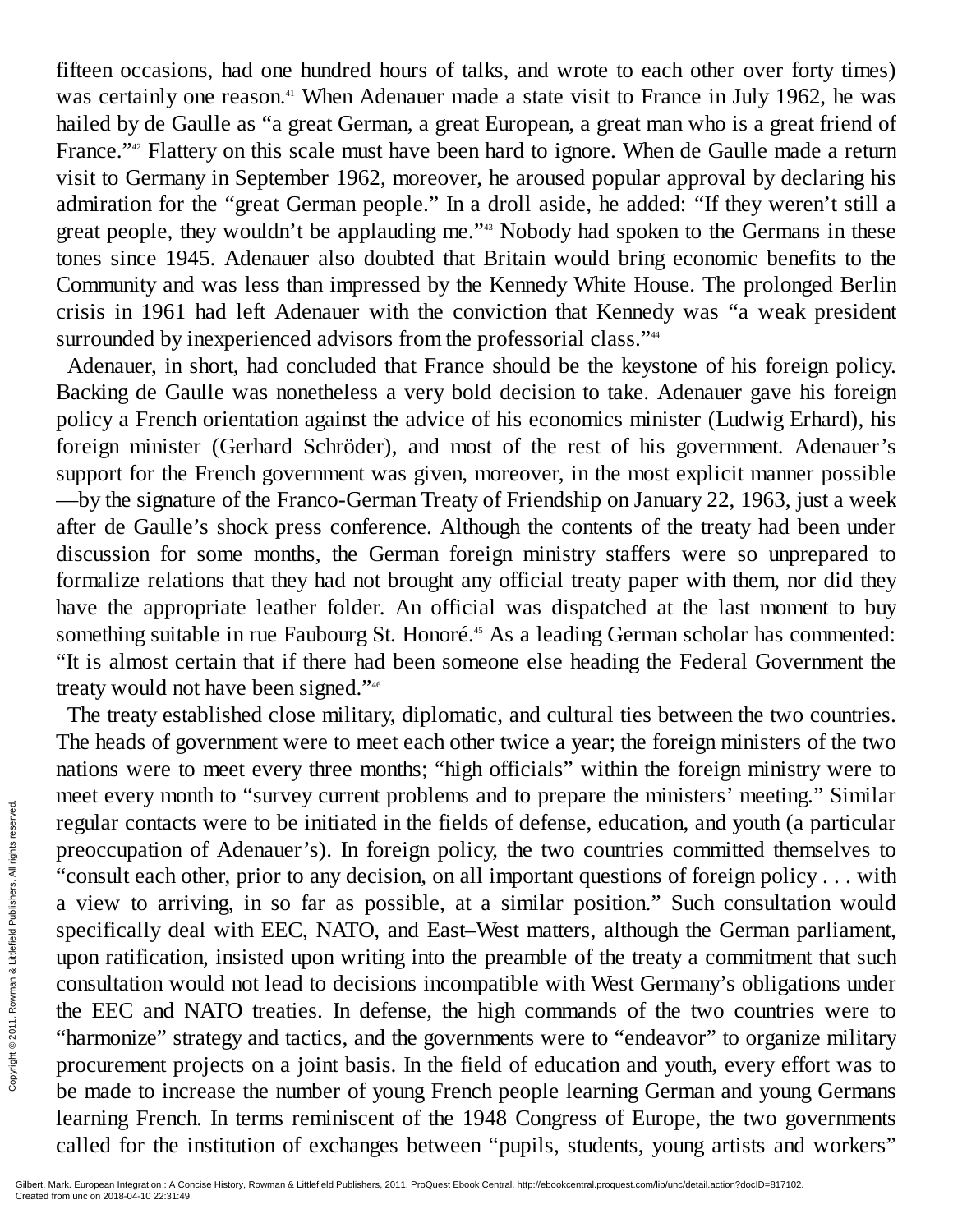fifteen occasions, had one hundred hours of talks, and wrote to each other over forty times) was certainly one reason.[41] When Adenauer made a state visit to France in July 1962, he was hailed by de Gaulle as "a great German, a great European, a great man who is a great friend of France."[42] Flattery on this scale must have been hard to ignore. When de Gaulle made a return visit to Germany in September 1962, moreover, he aroused popular approval by declaring his admiration for the "great German people." In a droll aside, he added: "If they weren't still a great people, they wouldn't be applauding me."[43] Nobody had spoken to the Germans in these tones since 1945. Adenauer also doubted that Britain would bring economic benefits to the Community and was less than impressed by the Kennedy White House. The prolonged Berlin crisis in 1961 had left Adenauer with the conviction that Kennedy was "a weak president surrounded by inexperienced advisors from the professorial class."[44]

Adenauer, in short, had concluded that France should be the keystone of his foreign policy. Backing de Gaulle was nonetheless a very bold decision to take. Adenauer gave his foreign policy a French orientation against the advice of his economics minister (Ludwig Erhard), his foreign minister (Gerhard Schröder), and most of the rest of his government. Adenauer's support for the French government was given, moreover, in the most explicit manner possible—by the signature of the Franco-German Treaty of Friendship on January 22, 1963, just a week after de Gaulle's shock press conference. Although the contents of the treaty had been under discussion for some months, the German foreign ministry staffers were so unprepared to formalize relations that they had not brought any official treaty paper with them, nor did they have the appropriate leather folder. An official was dispatched at the last moment to buy something suitable in rue Faubourg St. Honoré.[45] As a leading German scholar has commented: "It is almost certain that if there had been someone else heading the Federal Government the treaty would not have been signed."[46]

The treaty established close military, diplomatic, and cultural ties between the two countries. The heads of government were to meet each other twice a year; the foreign ministers of the two nations were to meet every three months; "high officials" within the foreign ministry were to meet every month to "survey current problems and to prepare the ministers' meeting." Similar regular contacts were to be initiated in the fields of defense, education, and youth (a particular preoccupation of Adenauer's). In foreign policy, the two countries committed themselves to "consult each other, prior to any decision, on all important questions of foreign policy . . . with a view to arriving, in so far as possible, at a similar position." Such consultation would specifically deal with EEC, NATO, and East–West matters, although the German parliament, upon ratification, insisted upon writing into the preamble of the treaty a commitment that such consultation would not lead to decisions incompatible with West Germany's obligations under the EEC and NATO treaties. In defense, the high commands of the two countries were to "harmonize" strategy and tactics, and the governments were to "endeavor" to organize military procurement projects on a joint basis. In the field of education and youth, every effort was to be made to increase the number of young French people learning German and young Germans learning French. In terms reminiscent of the 1948 Congress of Europe, the two governments called for the institution of exchanges between "pupils, students, young artists and workers"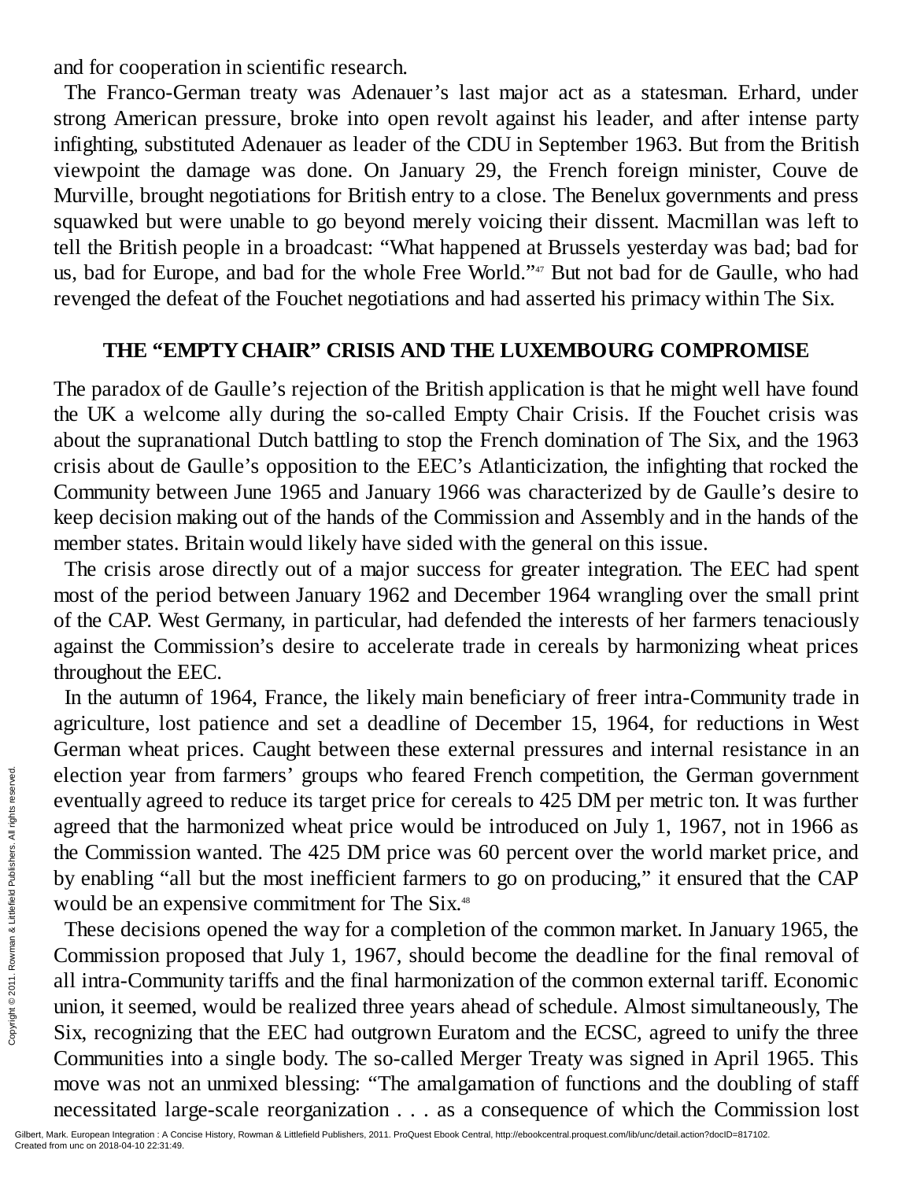and for cooperation in scientific research.

The Franco-German treaty was Adenauer's last major act as a statesman. Erhard, under strong American pressure, broke into open revolt against his leader, and after intense party infighting, substituted Adenauer as leader of the CDU in September 1963. But from the British viewpoint the damage was done. On January 29, the French foreign minister, Couve de Murville, brought negotiations for British entry to a close. The Benelux governments and press squawked but were unable to go beyond merely voicing their dissent. Macmillan was left to tell the British people in a broadcast: "What happened at Brussels yesterday was bad; bad for us, bad for Europe, and bad for the whole Free World."[47] But not bad for de Gaulle, who had revenged the defeat of the Fouchet negotiations and had asserted his primacy within The Six.

## THE "EMPTY CHAIR" CRISIS AND THE LUXEMBOURG COMPROMISE

The paradox of de Gaulle's rejection of the British application is that he might well have found the UK a welcome ally during the so-called Empty Chair Crisis. If the Fouchet crisis was about the supranational Dutch battling to stop the French domination of The Six, and the 1963 crisis about de Gaulle's opposition to the EEC's Atlanticization, the infighting that rocked the Community between June 1965 and January 1966 was characterized by de Gaulle's desire to keep decision making out of the hands of the Commission and Assembly and in the hands of the member states. Britain would likely have sided with the general on this issue.

The crisis arose directly out of a major success for greater integration. The EEC had spent most of the period between January 1962 and December 1964 wrangling over the small print of the CAP. West Germany, in particular, had defended the interests of her farmers tenaciously against the Commission's desire to accelerate trade in cereals by harmonizing wheat prices throughout the EEC.

In the autumn of 1964, France, the likely main beneficiary of freer intra-Community trade in agriculture, lost patience and set a deadline of December 15, 1964, for reductions in West German wheat prices. Caught between these external pressures and internal resistance in an election year from farmers' groups who feared French competition, the German government eventually agreed to reduce its target price for cereals to 425 DM per metric ton. It was further agreed that the harmonized wheat price would be introduced on July 1, 1967, not in 1966 as the Commission wanted. The 425 DM price was 60 percent over the world market price, and by enabling "all but the most inefficient farmers to go on producing," it ensured that the CAP would be an expensive commitment for The Six.[48]

These decisions opened the way for a completion of the common market. In January 1965, the Commission proposed that July 1, 1967, should become the deadline for the final removal of all intra-Community tariffs and the final harmonization of the common external tariff. Economic union, it seemed, would be realized three years ahead of schedule. Almost simultaneously, The Six, recognizing that the EEC had outgrown Euratom and the ECSC, agreed to unify the three Communities into a single body. The so-called Merger Treaty was signed in April 1965. This move was not an unmixed blessing: "The amalgamation of functions and the doubling of staff necessitated large-scale reorganization . . . as a consequence of which the Commission lost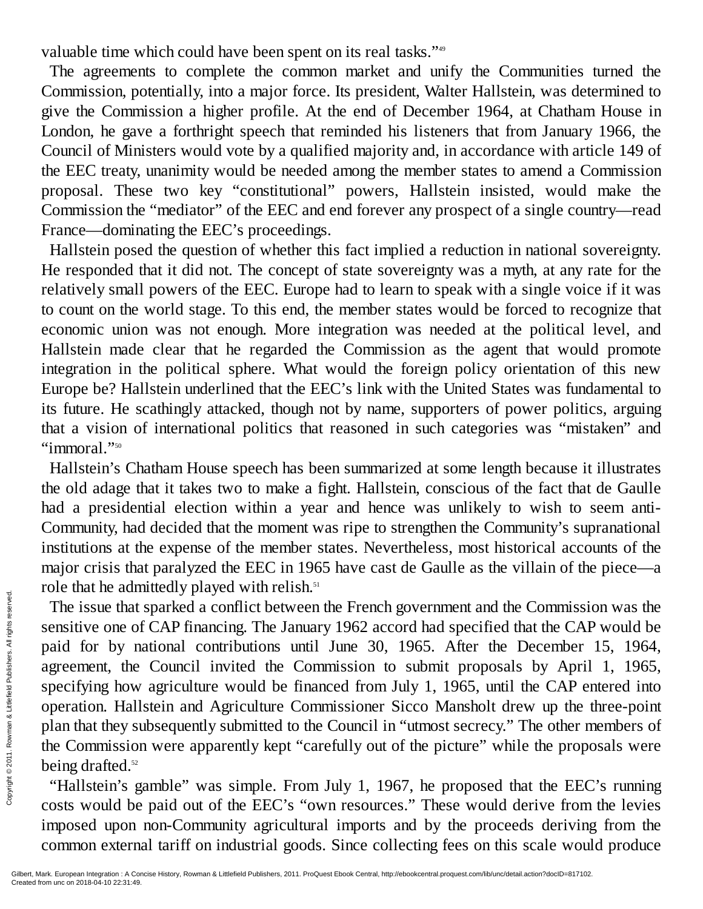valuable time which could have been spent on its real tasks."[49]

The agreements to complete the common market and unify the Communities turned the Commission, potentially, into a major force. Its president, Walter Hallstein, was determined to give the Commission a higher profile. At the end of December 1964, at Chatham House in London, he gave a forthright speech that reminded his listeners that from January 1966, the Council of Ministers would vote by a qualified majority and, in accordance with article 149 of the EEC treaty, unanimity would be needed among the member states to amend a Commission proposal. These two key "constitutional" powers, Hallstein insisted, would make the Commission the "mediator" of the EEC and end forever any prospect of a single country—read France—dominating the EEC's proceedings.

Hallstein posed the question of whether this fact implied a reduction in national sovereignty. He responded that it did not. The concept of state sovereignty was a myth, at any rate for the relatively small powers of the EEC. Europe had to learn to speak with a single voice if it was to count on the world stage. To this end, the member states would be forced to recognize that economic union was not enough. More integration was needed at the political level, and Hallstein made clear that he regarded the Commission as the agent that would promote integration in the political sphere. What would the foreign policy orientation of this new Europe be? Hallstein underlined that the EEC's link with the United States was fundamental to its future. He scathingly attacked, though not by name, supporters of power politics, arguing that a vision of international politics that reasoned in such categories was "mistaken" and "immoral."[50]

Hallstein's Chatham House speech has been summarized at some length because it illustrates the old adage that it takes two to make a fight. Hallstein, conscious of the fact that de Gaulle had a presidential election within a year and hence was unlikely to wish to seem anti-Community, had decided that the moment was ripe to strengthen the Community's supranational institutions at the expense of the member states. Nevertheless, most historical accounts of the major crisis that paralyzed the EEC in 1965 have cast de Gaulle as the villain of the piece—a role that he admittedly played with relish.[51]

The issue that sparked a conflict between the French government and the Commission was the sensitive one of CAP financing. The January 1962 accord had specified that the CAP would be paid for by national contributions until June 30, 1965. After the December 15, 1964, agreement, the Council invited the Commission to submit proposals by April 1, 1965, specifying how agriculture would be financed from July 1, 1965, until the CAP entered into operation. Hallstein and Agriculture Commissioner Sicco Mansholt drew up the three-point plan that they subsequently submitted to the Council in "utmost secrecy." The other members of the Commission were apparently kept "carefully out of the picture" while the proposals were being drafted.[52]

"Hallstein's gamble" was simple. From July 1, 1967, he proposed that the EEC's running costs would be paid out of the EEC's "own resources." These would derive from the levies imposed upon non-Community agricultural imports and by the proceeds deriving from the common external tariff on industrial goods. Since collecting fees on this scale would produce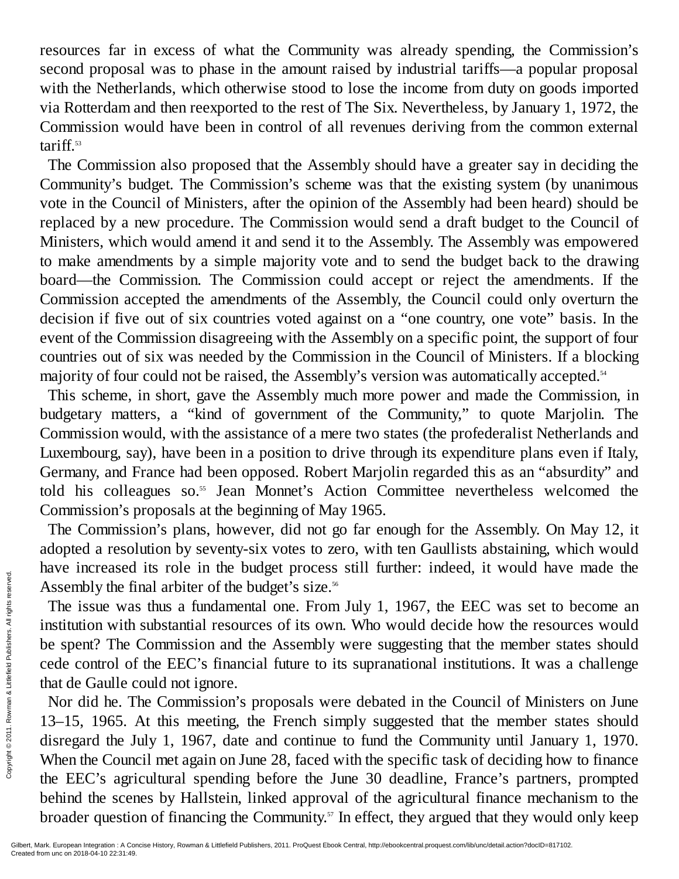resources far in excess of what the Community was already spending, the Commission's second proposal was to phase in the amount raised by industrial tariffs—a popular proposal with the Netherlands, which otherwise stood to lose the income from duty on goods imported via Rotterdam and then reexported to the rest of The Six. Nevertheless, by January 1, 1972, the Commission would have been in control of all revenues deriving from the common external tariff.[53]

The Commission also proposed that the Assembly should have a greater say in deciding the Community's budget. The Commission's scheme was that the existing system (by unanimous vote in the Council of Ministers, after the opinion of the Assembly had been heard) should be replaced by a new procedure. The Commission would send a draft budget to the Council of Ministers, which would amend it and send it to the Assembly. The Assembly was empowered to make amendments by a simple majority vote and to send the budget back to the drawing board—the Commission. The Commission could accept or reject the amendments. If the Commission accepted the amendments of the Assembly, the Council could only overturn the decision if five out of six countries voted against on a "one country, one vote" basis. In the event of the Commission disagreeing with the Assembly on a specific point, the support of four countries out of six was needed by the Commission in the Council of Ministers. If a blocking majority of four could not be raised, the Assembly's version was automatically accepted.[54]

This scheme, in short, gave the Assembly much more power and made the Commission, in budgetary matters, a "kind of government of the Community," to quote Marjolin. The Commission would, with the assistance of a mere two states (the profederalist Netherlands and Luxembourg, say), have been in a position to drive through its expenditure plans even if Italy, Germany, and France had been opposed. Robert Marjolin regarded this as an "absurdity" and told his colleagues so.[55] Jean Monnet's Action Committee nevertheless welcomed the Commission's proposals at the beginning of May 1965.

The Commission's plans, however, did not go far enough for the Assembly. On May 12, it adopted a resolution by seventy-six votes to zero, with ten Gaullists abstaining, which would have increased its role in the budget process still further: indeed, it would have made the Assembly the final arbiter of the budget's size.[56]

The issue was thus a fundamental one. From July 1, 1967, the EEC was set to become an institution with substantial resources of its own. Who would decide how the resources would be spent? The Commission and the Assembly were suggesting that the member states should cede control of the EEC's financial future to its supranational institutions. It was a challenge that de Gaulle could not ignore.

Nor did he. The Commission's proposals were debated in the Council of Ministers on June 13–15, 1965. At this meeting, the French simply suggested that the member states should disregard the July 1, 1967, date and continue to fund the Community until January 1, 1970. When the Council met again on June 28, faced with the specific task of deciding how to finance the EEC's agricultural spending before the June 30 deadline, France's partners, prompted behind the scenes by Hallstein, linked approval of the agricultural finance mechanism to the broader question of financing the Community.[57] In effect, they argued that they would only keep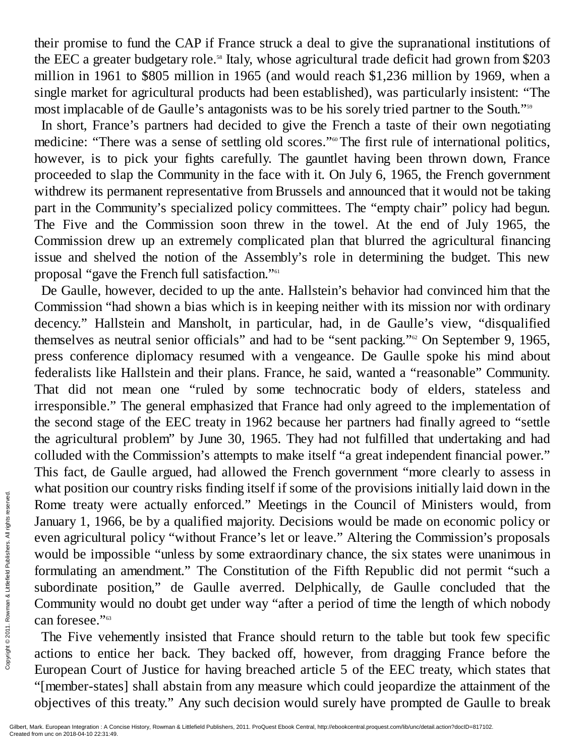their promise to fund the CAP if France struck a deal to give the supranational institutions of the EEC a greater budgetary role.[58] Italy, whose agricultural trade deficit had grown from $203 million in 1961 to $805 million in 1965 (and would reach $1,236 million by 1969, when a single market for agricultural products had been established), was particularly insistent: "The most implacable of de Gaulle's antagonists was to be his sorely tried partner to the South."[59]

In short, France's partners had decided to give the French a taste of their own negotiating medicine: "There was a sense of settling old scores."[60] The first rule of international politics, however, is to pick your fights carefully. The gauntlet having been thrown down, France proceeded to slap the Community in the face with it. On July 6, 1965, the French government withdrew its permanent representative from Brussels and announced that it would not be taking part in the Community's specialized policy committees. The "empty chair" policy had begun. The Five and the Commission soon threw in the towel. At the end of July 1965, the Commission drew up an extremely complicated plan that blurred the agricultural financing issue and shelved the notion of the Assembly's role in determining the budget. This new proposal "gave the French full satisfaction."[61]

De Gaulle, however, decided to up the ante. Hallstein's behavior had convinced him that the Commission "had shown a bias which is in keeping neither with its mission nor with ordinary decency." Hallstein and Mansholt, in particular, had, in de Gaulle's view, "disqualified themselves as neutral senior officials" and had to be "sent packing."[62] On September 9, 1965, press conference diplomacy resumed with a vengeance. De Gaulle spoke his mind about federalists like Hallstein and their plans. France, he said, wanted a "reasonable" Community. That did not mean one "ruled by some technocratic body of elders, stateless and irresponsible." The general emphasized that France had only agreed to the implementation of the second stage of the EEC treaty in 1962 because her partners had finally agreed to "settle the agricultural problem" by June 30, 1965. They had not fulfilled that undertaking and had colluded with the Commission's attempts to make itself "a great independent financial power." This fact, de Gaulle argued, had allowed the French government "more clearly to assess in what position our country risks finding itself if some of the provisions initially laid down in the Rome treaty were actually enforced." Meetings in the Council of Ministers would, from January 1, 1966, be by a qualified majority. Decisions would be made on economic policy or even agricultural policy "without France's let or leave." Altering the Commission's proposals would be impossible "unless by some extraordinary chance, the six states were unanimous in formulating an amendment." The Constitution of the Fifth Republic did not permit "such a subordinate position," de Gaulle averred. Delphically, de Gaulle concluded that the Community would no doubt get under way "after a period of time the length of which nobody can foresee."[63]

The Five vehemently insisted that France should return to the table but took few specific actions to entice her back. They backed off, however, from dragging France before the European Court of Justice for having breached article 5 of the EEC treaty, which states that "[member-states] shall abstain from any measure which could jeopardize the attainment of the objectives of this treaty." Any such decision would surely have prompted de Gaulle to break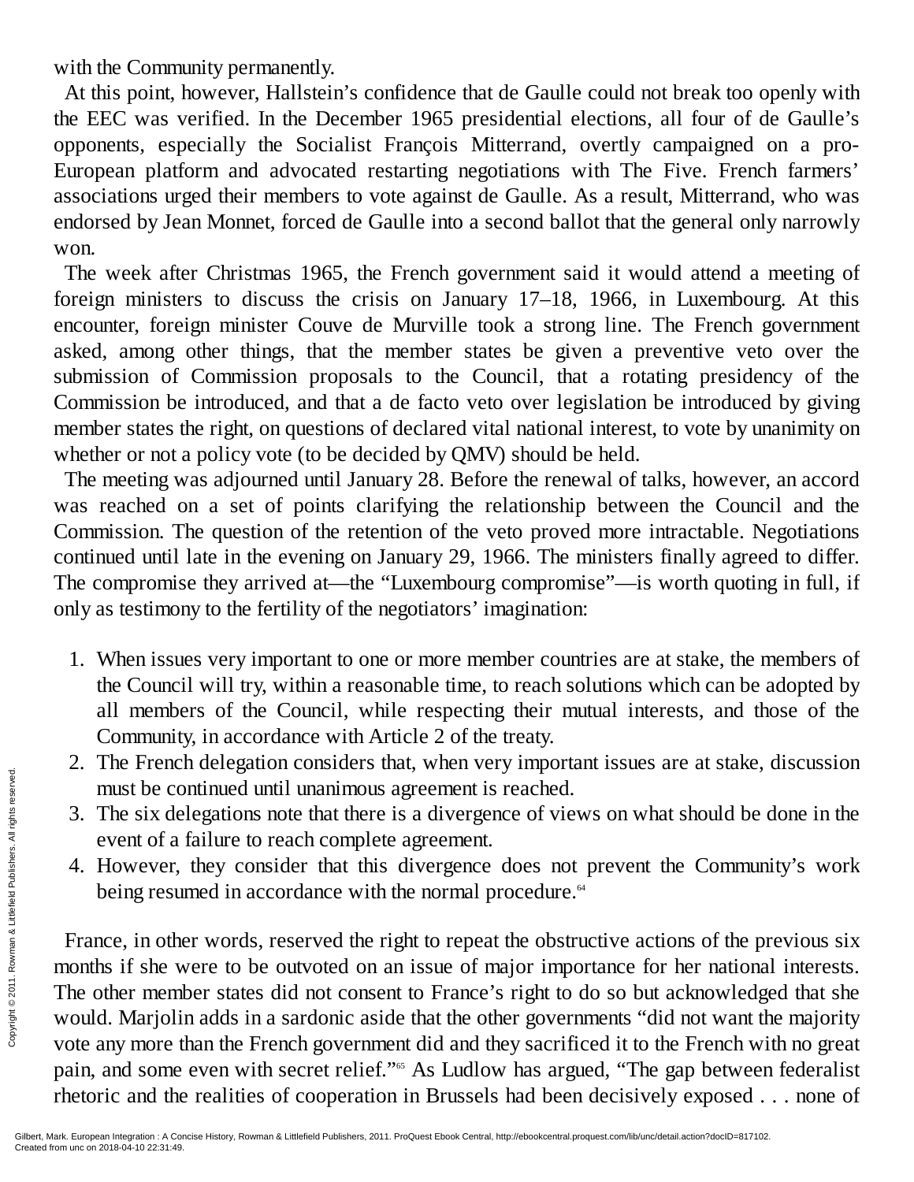with the Community permanently.

At this point, however, Hallstein's confidence that de Gaulle could not break too openly with the EEC was verified. In the December 1965 presidential elections, all four of de Gaulle's opponents, especially the Socialist François Mitterrand, overtly campaigned on a pro-European platform and advocated restarting negotiations with The Five. French farmers' associations urged their members to vote against de Gaulle. As a result, Mitterrand, who was endorsed by Jean Monnet, forced de Gaulle into a second ballot that the general only narrowly won.

The week after Christmas 1965, the French government said it would attend a meeting of foreign ministers to discuss the crisis on January 17–18, 1966, in Luxembourg. At this encounter, foreign minister Couve de Murville took a strong line. The French government asked, among other things, that the member states be given a preventive veto over the submission of Commission proposals to the Council, that a rotating presidency of the Commission be introduced, and that a de facto veto over legislation be introduced by giving member states the right, on questions of declared vital national interest, to vote by unanimity on whether or not a policy vote (to be decided by QMV) should be held.

The meeting was adjourned until January 28. Before the renewal of talks, however, an accord was reached on a set of points clarifying the relationship between the Council and the Commission. The question of the retention of the veto proved more intractable. Negotiations continued until late in the evening on January 29, 1966. The ministers finally agreed to differ. The compromise they arrived at—the "Luxembourg compromise"—is worth quoting in full, if only as testimony to the fertility of the negotiators' imagination:

1. When issues very important to one or more member countries are at stake, the members of the Council will try, within a reasonable time, to reach solutions which can be adopted by all members of the Council, while respecting their mutual interests, and those of the Community, in accordance with Article 2 of the treaty.
2. The French delegation considers that, when very important issues are at stake, discussion must be continued until unanimous agreement is reached.
3. The six delegations note that there is a divergence of views on what should be done in the event of a failure to reach complete agreement.
4. However, they consider that this divergence does not prevent the Community's work being resumed in accordance with the normal procedure.[64]

France, in other words, reserved the right to repeat the obstructive actions of the previous six months if she were to be outvoted on an issue of major importance for her national interests. The other member states did not consent to France's right to do so but acknowledged that she would. Marjolin adds in a sardonic aside that the other governments "did not want the majority vote any more than the French government did and they sacrificed it to the French with no great pain, and some even with secret relief."[65] As Ludlow has argued, "The gap between federalist rhetoric and the realities of cooperation in Brussels had been decisively exposed . . . none of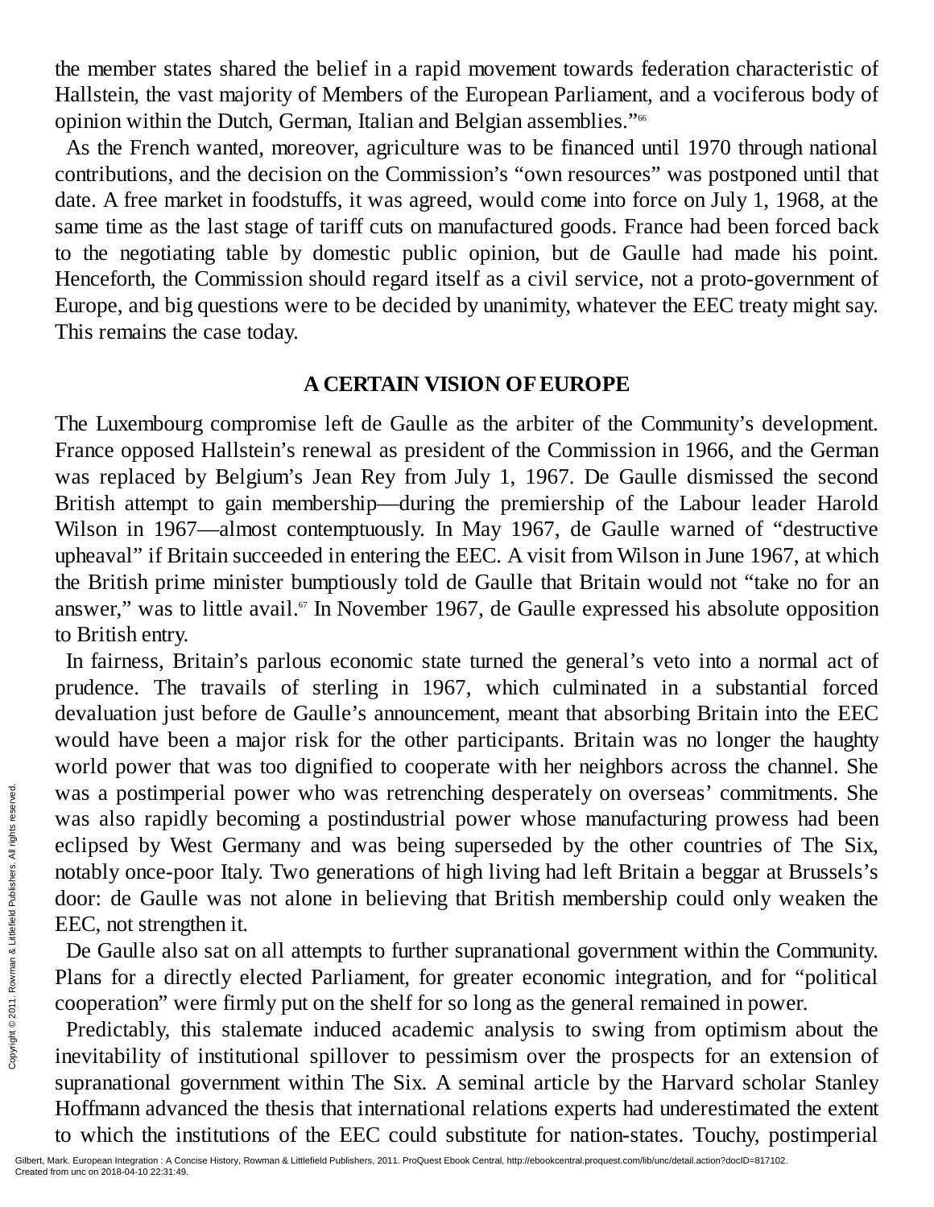the member states shared the belief in a rapid movement towards federation characteristic of Hallstein, the vast majority of Members of the European Parliament, and a vociferous body of opinion within the Dutch, German, Italian and Belgian assemblies."[66]

As the French wanted, moreover, agriculture was to be financed until 1970 through national contributions, and the decision on the Commission's "own resources" was postponed until that date. A free market in foodstuffs, it was agreed, would come into force on July 1, 1968, at the same time as the last stage of tariff cuts on manufactured goods. France had been forced back to the negotiating table by domestic public opinion, but de Gaulle had made his point. Henceforth, the Commission should regard itself as a civil service, not a proto-government of Europe, and big questions were to be decided by unanimity, whatever the EEC treaty might say. This remains the case today.

## A CERTAIN VISION OF EUROPE

The Luxembourg compromise left de Gaulle as the arbiter of the Community's development. France opposed Hallstein's renewal as president of the Commission in 1966, and the German was replaced by Belgium's Jean Rey from July 1, 1967. De Gaulle dismissed the second British attempt to gain membership—during the premiership of the Labour leader Harold Wilson in 1967—almost contemptuously. In May 1967, de Gaulle warned of "destructive upheaval" if Britain succeeded in entering the EEC. A visit from Wilson in June 1967, at which the British prime minister bumptiously told de Gaulle that Britain would not "take no for an answer," was to little avail.[67] In November 1967, de Gaulle expressed his absolute opposition to British entry.

In fairness, Britain's parlous economic state turned the general's veto into a normal act of prudence. The travails of sterling in 1967, which culminated in a substantial forced devaluation just before de Gaulle's announcement, meant that absorbing Britain into the EEC would have been a major risk for the other participants. Britain was no longer the haughty world power that was too dignified to cooperate with her neighbors across the channel. She was a postimperial power who was retrenching desperately on overseas' commitments. She was also rapidly becoming a postindustrial power whose manufacturing prowess had been eclipsed by West Germany and was being superseded by the other countries of The Six, notably once-poor Italy. Two generations of high living had left Britain a beggar at Brussels's door: de Gaulle was not alone in believing that British membership could only weaken the EEC, not strengthen it.

De Gaulle also sat on all attempts to further supranational government within the Community. Plans for a directly elected Parliament, for greater economic integration, and for "political cooperation" were firmly put on the shelf for so long as the general remained in power.

Predictably, this stalemate induced academic analysis to swing from optimism about the inevitability of institutional spillover to pessimism over the prospects for an extension of supranational government within The Six. A seminal article by the Harvard scholar Stanley Hoffmann advanced the thesis that international relations experts had underestimated the extent to which the institutions of the EEC could substitute for nation-states. Touchy, postimperial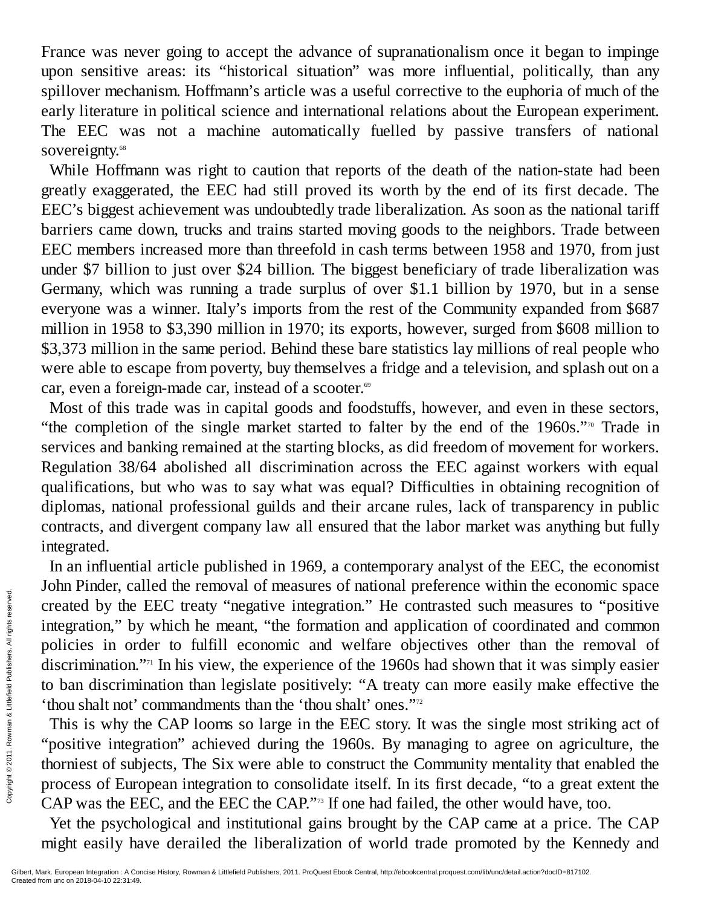France was never going to accept the advance of supranationalism once it began to impinge upon sensitive areas: its "historical situation" was more influential, politically, than any spillover mechanism. Hoffmann's article was a useful corrective to the euphoria of much of the early literature in political science and international relations about the European experiment. The EEC was not a machine automatically fuelled by passive transfers of national sovereignty.[68]

While Hoffmann was right to caution that reports of the death of the nation-state had been greatly exaggerated, the EEC had still proved its worth by the end of its first decade. The EEC's biggest achievement was undoubtedly trade liberalization. As soon as the national tariff barriers came down, trucks and trains started moving goods to the neighbors. Trade between EEC members increased more than threefold in cash terms between 1958 and 1970, from just under $7 billion to just over $24 billion. The biggest beneficiary of trade liberalization was Germany, which was running a trade surplus of over $1.1 billion by 1970, but in a sense everyone was a winner. Italy's imports from the rest of the Community expanded from $687 million in 1958 to $3,390 million in 1970; its exports, however, surged from $608 million to $3,373 million in the same period. Behind these bare statistics lay millions of real people who were able to escape from poverty, buy themselves a fridge and a television, and splash out on a car, even a foreign-made car, instead of a scooter.[69]

Most of this trade was in capital goods and foodstuffs, however, and even in these sectors, "the completion of the single market started to falter by the end of the 1960s."[70] Trade in services and banking remained at the starting blocks, as did freedom of movement for workers. Regulation 38/64 abolished all discrimination across the EEC against workers with equal qualifications, but who was to say what was equal? Difficulties in obtaining recognition of diplomas, national professional guilds and their arcane rules, lack of transparency in public contracts, and divergent company law all ensured that the labor market was anything but fully integrated.

In an influential article published in 1969, a contemporary analyst of the EEC, the economist John Pinder, called the removal of measures of national preference within the economic space created by the EEC treaty "negative integration." He contrasted such measures to "positive integration," by which he meant, "the formation and application of coordinated and common policies in order to fulfill economic and welfare objectives other than the removal of discrimination."[71] In his view, the experience of the 1960s had shown that it was simply easier to ban discrimination than legislate positively: "A treaty can more easily make effective the 'thou shalt not' commandments than the 'thou shalt' ones."[72]

This is why the CAP looms so large in the EEC story. It was the single most striking act of "positive integration" achieved during the 1960s. By managing to agree on agriculture, the thorniest of subjects, The Six were able to construct the Community mentality that enabled the process of European integration to consolidate itself. In its first decade, "to a great extent the CAP was the EEC, and the EEC the CAP."[73] If one had failed, the other would have, too.

Yet the psychological and institutional gains brought by the CAP came at a price. The CAP might easily have derailed the liberalization of world trade promoted by the Kennedy and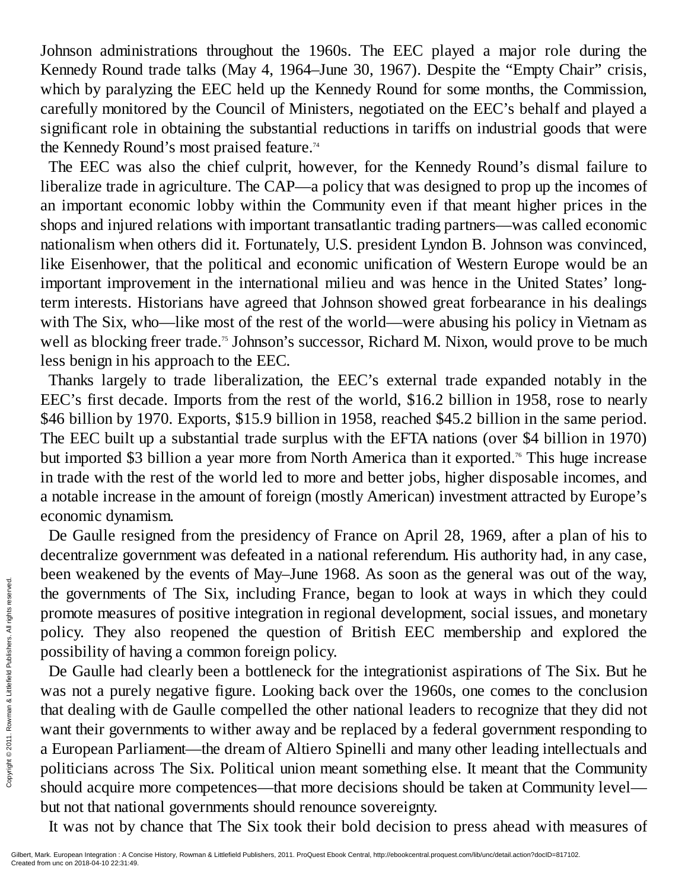Johnson administrations throughout the 1960s. The EEC played a major role during the Kennedy Round trade talks (May 4, 1964–June 30, 1967). Despite the "Empty Chair" crisis, which by paralyzing the EEC held up the Kennedy Round for some months, the Commission, carefully monitored by the Council of Ministers, negotiated on the EEC's behalf and played a significant role in obtaining the substantial reductions in tariffs on industrial goods that were the Kennedy Round's most praised feature.[74]

The EEC was also the chief culprit, however, for the Kennedy Round's dismal failure to liberalize trade in agriculture. The CAP—a policy that was designed to prop up the incomes of an important economic lobby within the Community even if that meant higher prices in the shops and injured relations with important transatlantic trading partners—was called economic nationalism when others did it. Fortunately, U.S. president Lyndon B. Johnson was convinced, like Eisenhower, that the political and economic unification of Western Europe would be an important improvement in the international milieu and was hence in the United States' long-term interests. Historians have agreed that Johnson showed great forbearance in his dealings with The Six, who—like most of the rest of the world—were abusing his policy in Vietnam as well as blocking freer trade.[75] Johnson's successor, Richard M. Nixon, would prove to be much less benign in his approach to the EEC.

Thanks largely to trade liberalization, the EEC's external trade expanded notably in the EEC's first decade. Imports from the rest of the world, $16.2 billion in 1958, rose to nearly $46 billion by 1970. Exports, $15.9 billion in 1958, reached $45.2 billion in the same period. The EEC built up a substantial trade surplus with the EFTA nations (over $4 billion in 1970) but imported $3 billion a year more from North America than it exported.[76] This huge increase in trade with the rest of the world led to more and better jobs, higher disposable incomes, and a notable increase in the amount of foreign (mostly American) investment attracted by Europe's economic dynamism.

De Gaulle resigned from the presidency of France on April 28, 1969, after a plan of his to decentralize government was defeated in a national referendum. His authority had, in any case, been weakened by the events of May–June 1968. As soon as the general was out of the way, the governments of The Six, including France, began to look at ways in which they could promote measures of positive integration in regional development, social issues, and monetary policy. They also reopened the question of British EEC membership and explored the possibility of having a common foreign policy.

De Gaulle had clearly been a bottleneck for the integrationist aspirations of The Six. But he was not a purely negative figure. Looking back over the 1960s, one comes to the conclusion that dealing with de Gaulle compelled the other national leaders to recognize that they did not want their governments to wither away and be replaced by a federal government responding to a European Parliament—the dream of Altiero Spinelli and many other leading intellectuals and politicians across The Six. Political union meant something else. It meant that the Community should acquire more competences—that more decisions should be taken at Community level—but not that national governments should renounce sovereignty.

It was not by chance that The Six took their bold decision to press ahead with measures of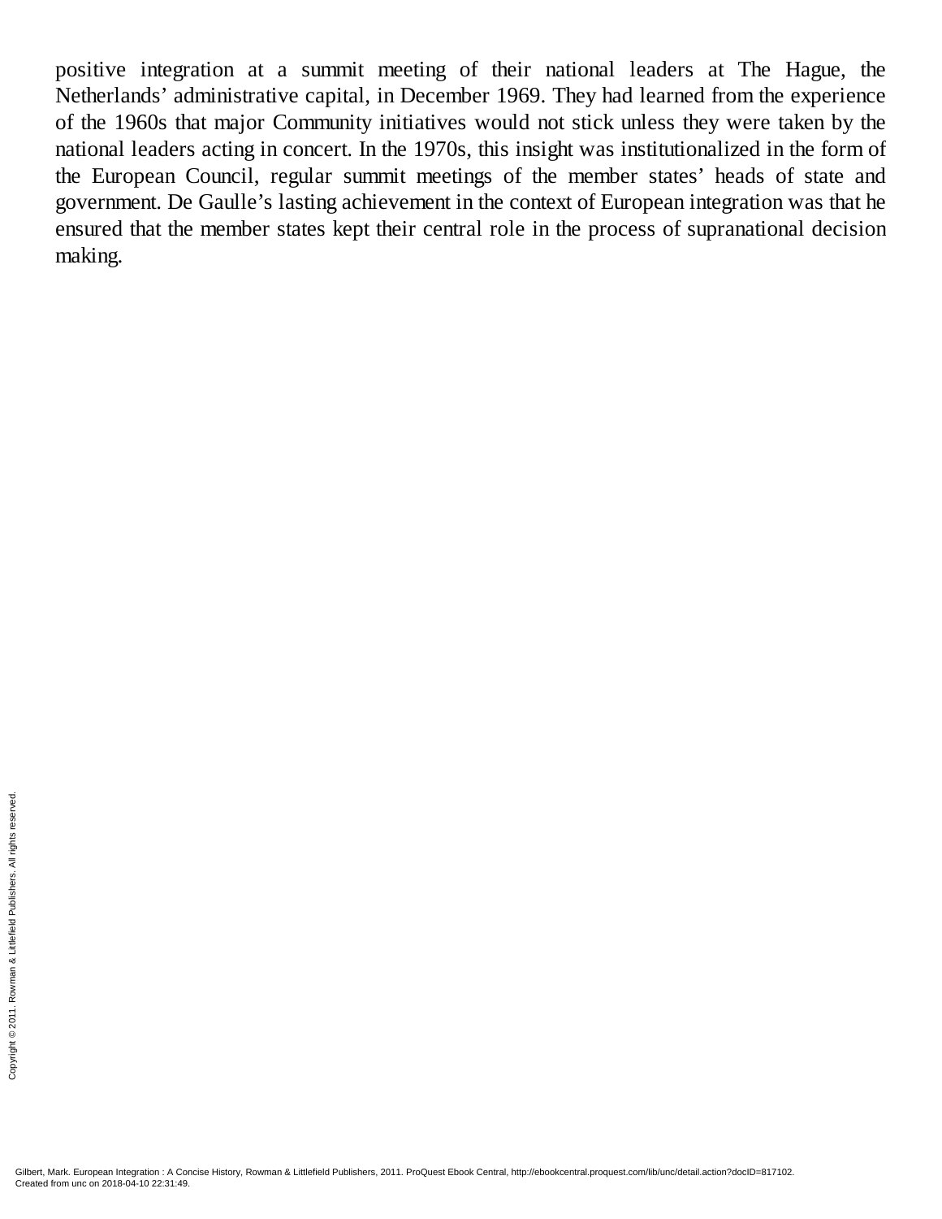positive integration at a summit meeting of their national leaders at The Hague, the Netherlands' administrative capital, in December 1969. They had learned from the experience of the 1960s that major Community initiatives would not stick unless they were taken by the national leaders acting in concert. In the 1970s, this insight was institutionalized in the form of the European Council, regular summit meetings of the member states' heads of state and government. De Gaulle's lasting achievement in the context of European integration was that he ensured that the member states kept their central role in the process of supranational decision making.